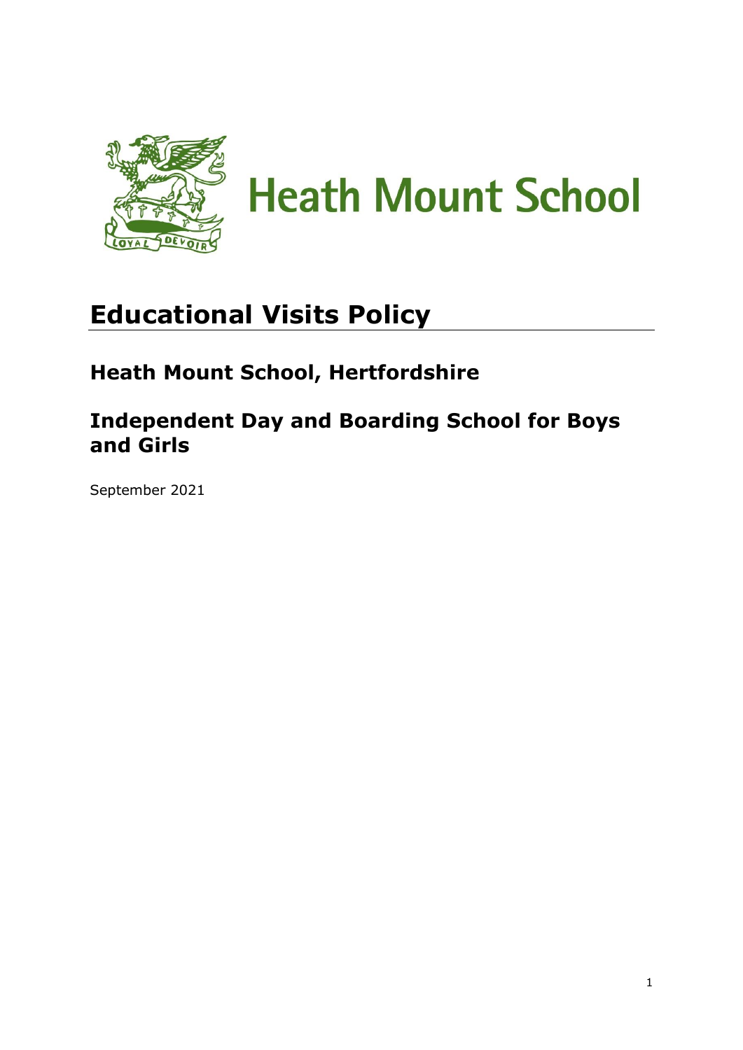Heath Mount School

# Educational Visits Policy

## Heath Mount School, Hertfordshire

## Independent Day and Boarding School for Boys and Girls

September 2021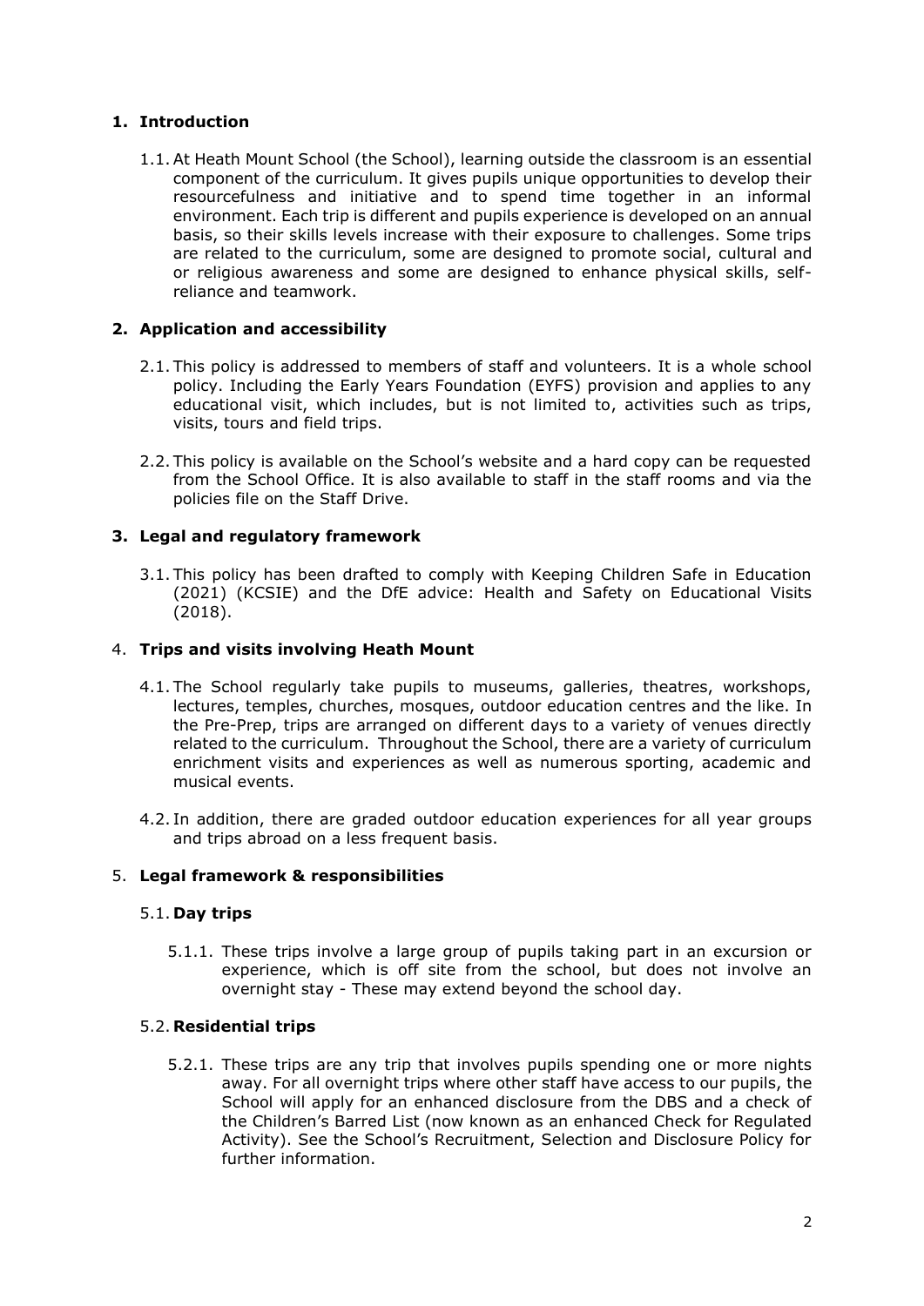## 1. Introduction

1.1. At Heath Mount School (the School), learning outside the classroom is an essential component of the curriculum. It gives pupils unique opportunities to develop their resourcefulness and initiative and to spend time together in an informal environment. Each trip is different and pupils experience is developed on an annual basis, so their skills levels increase with their exposure to challenges. Some trips are related to the curriculum, some are designed to promote social, cultural and or religious awareness and some are designed to enhance physical skills, self-reliance and teamwork.

## 2. Application and accessibility

2.1. This policy is addressed to members of staff and volunteers. It is a whole school policy. Including the Early Years Foundation (EYFS) provision and applies to any educational visit, which includes, but is not limited to, activities such as trips, visits, tours and field trips.

2.2. This policy is available on the School's website and a hard copy can be requested from the School Office. It is also available to staff in the staff rooms and via the policies file on the Staff Drive.

## 3. Legal and regulatory framework

3.1. This policy has been drafted to comply with Keeping Children Safe in Education (2021) (KCSIE) and the DfE advice: Health and Safety on Educational Visits (2018).

## 4. Trips and visits involving Heath Mount

4.1. The School regularly take pupils to museums, galleries, theatres, workshops, lectures, temples, churches, mosques, outdoor education centres and the like. In the Pre-Prep, trips are arranged on different days to a variety of venues directly related to the curriculum. Throughout the School, there are a variety of curriculum enrichment visits and experiences as well as numerous sporting, academic and musical events.

4.2. In addition, there are graded outdoor education experiences for all year groups and trips abroad on a less frequent basis.

## 5. Legal framework & responsibilities

### 5.1. Day trips

5.1.1. These trips involve a large group of pupils taking part in an excursion or experience, which is off site from the school, but does not involve an overnight stay - These may extend beyond the school day.

### 5.2. Residential trips

5.2.1. These trips are any trip that involves pupils spending one or more nights away. For all overnight trips where other staff have access to our pupils, the School will apply for an enhanced disclosure from the DBS and a check of the Children's Barred List (now known as an enhanced Check for Regulated Activity). See the School's Recruitment, Selection and Disclosure Policy for further information.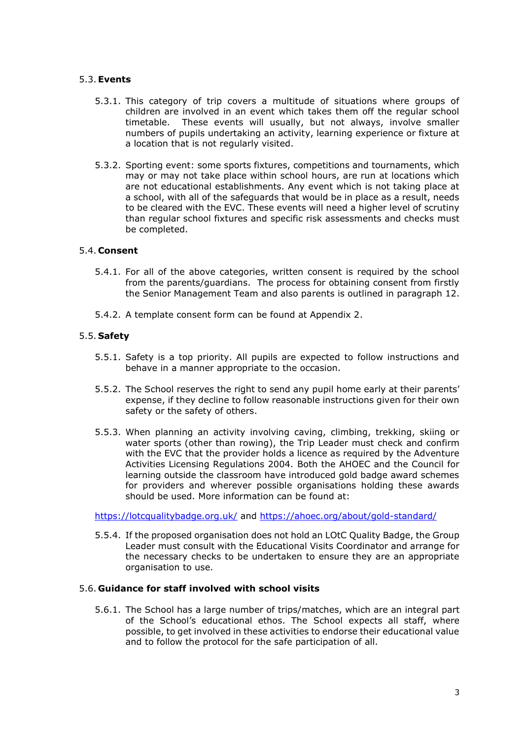### 5.3. **Events**

5.3.1. This category of trip covers a multitude of situations where groups of children are involved in an event which takes them off the regular school timetable. These events will usually, but not always, involve smaller numbers of pupils undertaking an activity, learning experience or fixture at a location that is not regularly visited.

5.3.2. Sporting event: some sports fixtures, competitions and tournaments, which may or may not take place within school hours, are run at locations which are not educational establishments. Any event which is not taking place at a school, with all of the safeguards that would be in place as a result, needs to be cleared with the EVC. These events will need a higher level of scrutiny than regular school fixtures and specific risk assessments and checks must be completed.

### 5.4. **Consent**

5.4.1. For all of the above categories, written consent is required by the school from the parents/guardians. The process for obtaining consent from firstly the Senior Management Team and also parents is outlined in paragraph 12.

5.4.2. A template consent form can be found at Appendix 2.

### 5.5. **Safety**

5.5.1. Safety is a top priority. All pupils are expected to follow instructions and behave in a manner appropriate to the occasion.

5.5.2. The School reserves the right to send any pupil home early at their parents' expense, if they decline to follow reasonable instructions given for their own safety or the safety of others.

5.5.3. When planning an activity involving caving, climbing, trekking, skiing or water sports (other than rowing), the Trip Leader must check and confirm with the EVC that the provider holds a licence as required by the Adventure Activities Licensing Regulations 2004. Both the AHOEC and the Council for learning outside the classroom have introduced gold badge award schemes for providers and wherever possible organisations holding these awards should be used. More information can be found at:

[https://lotcqualitybadge.org.uk/](https://lotcqualitybadge.org.uk/) and [https://ahoec.org/about/gold-standard/](https://ahoec.org/about/gold-standard/)

5.5.4. If the proposed organisation does not hold an LOtC Quality Badge, the Group Leader must consult with the Educational Visits Coordinator and arrange for the necessary checks to be undertaken to ensure they are an appropriate organisation to use.

### 5.6. **Guidance for staff involved with school visits**

5.6.1. The School has a large number of trips/matches, which are an integral part of the School's educational ethos. The School expects all staff, where possible, to get involved in these activities to endorse their educational value and to follow the protocol for the safe participation of all.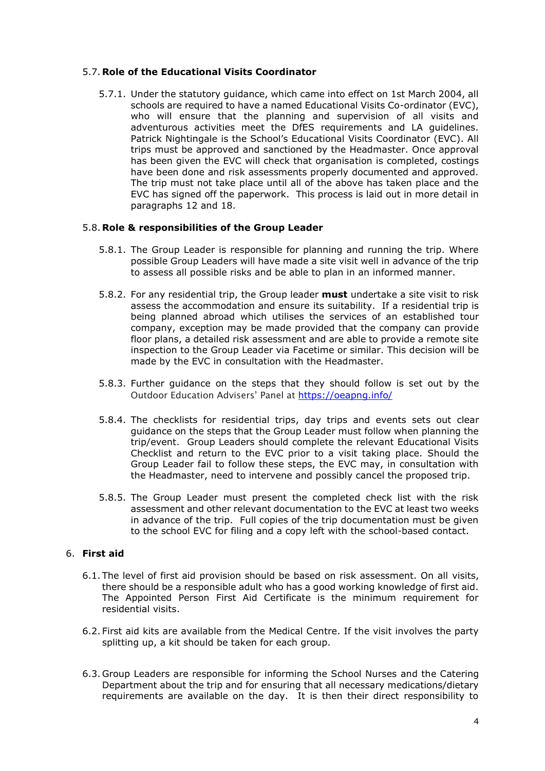### 5.7. Role of the Educational Visits Coordinator

5.7.1. Under the statutory guidance, which came into effect on 1st March 2004, all schools are required to have a named Educational Visits Co-ordinator (EVC), who will ensure that the planning and supervision of all visits and adventurous activities meet the DfES requirements and LA guidelines. Patrick Nightingale is the School's Educational Visits Coordinator (EVC). All trips must be approved and sanctioned by the Headmaster. Once approval has been given the EVC will check that organisation is completed, costings have been done and risk assessments properly documented and approved. The trip must not take place until all of the above has taken place and the EVC has signed off the paperwork. This process is laid out in more detail in paragraphs 12 and 18.

### 5.8. Role & responsibilities of the Group Leader

5.8.1. The Group Leader is responsible for planning and running the trip. Where possible Group Leaders will have made a site visit well in advance of the trip to assess all possible risks and be able to plan in an informed manner.

5.8.2. For any residential trip, the Group leader **must** undertake a site visit to risk assess the accommodation and ensure its suitability. If a residential trip is being planned abroad which utilises the services of an established tour company, exception may be made provided that the company can provide floor plans, a detailed risk assessment and are able to provide a remote site inspection to the Group Leader via Facetime or similar. This decision will be made by the EVC in consultation with the Headmaster.

5.8.3. Further guidance on the steps that they should follow is set out by the Outdoor Education Advisers' Panel at https://oeapng.info/

5.8.4. The checklists for residential trips, day trips and events sets out clear guidance on the steps that the Group Leader must follow when planning the trip/event. Group Leaders should complete the relevant Educational Visits Checklist and return to the EVC prior to a visit taking place. Should the Group Leader fail to follow these steps, the EVC may, in consultation with the Headmaster, need to intervene and possibly cancel the proposed trip.

5.8.5. The Group Leader must present the completed check list with the risk assessment and other relevant documentation to the EVC at least two weeks in advance of the trip. Full copies of the trip documentation must be given to the school EVC for filing and a copy left with the school-based contact.

## 6. First aid

6.1. The level of first aid provision should be based on risk assessment. On all visits, there should be a responsible adult who has a good working knowledge of first aid. The Appointed Person First Aid Certificate is the minimum requirement for residential visits.

6.2. First aid kits are available from the Medical Centre. If the visit involves the party splitting up, a kit should be taken for each group.

6.3. Group Leaders are responsible for informing the School Nurses and the Catering Department about the trip and for ensuring that all necessary medications/dietary requirements are available on the day. It is then their direct responsibility to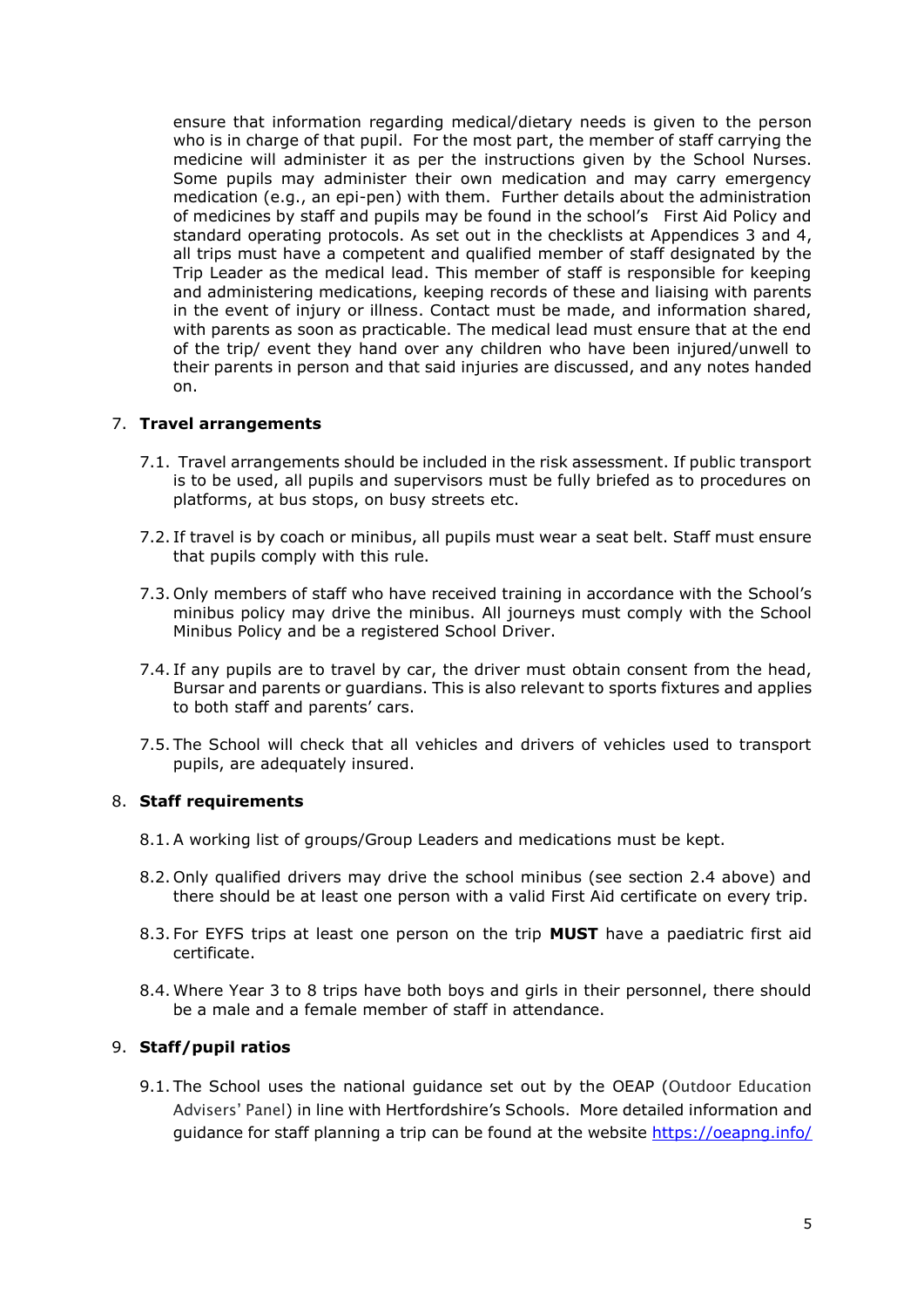ensure that information regarding medical/dietary needs is given to the person who is in charge of that pupil. For the most part, the member of staff carrying the medicine will administer it as per the instructions given by the School Nurses. Some pupils may administer their own medication and may carry emergency medication (e.g., an epi-pen) with them. Further details about the administration of medicines by staff and pupils may be found in the school's First Aid Policy and standard operating protocols. As set out in the checklists at Appendices 3 and 4, all trips must have a competent and qualified member of staff designated by the Trip Leader as the medical lead. This member of staff is responsible for keeping and administering medications, keeping records of these and liaising with parents in the event of injury or illness. Contact must be made, and information shared, with parents as soon as practicable. The medical lead must ensure that at the end of the trip/ event they hand over any children who have been injured/unwell to their parents in person and that said injuries are discussed, and any notes handed on.

7. **Travel arrangements**

   7.1. Travel arrangements should be included in the risk assessment. If public transport is to be used, all pupils and supervisors must be fully briefed as to procedures on platforms, at bus stops, on busy streets etc.

   7.2. If travel is by coach or minibus, all pupils must wear a seat belt. Staff must ensure that pupils comply with this rule.

   7.3. Only members of staff who have received training in accordance with the School's minibus policy may drive the minibus. All journeys must comply with the School Minibus Policy and be a registered School Driver.

   7.4. If any pupils are to travel by car, the driver must obtain consent from the head, Bursar and parents or guardians. This is also relevant to sports fixtures and applies to both staff and parents' cars.

   7.5. The School will check that all vehicles and drivers of vehicles used to transport pupils, are adequately insured.

8. **Staff requirements**

   8.1. A working list of groups/Group Leaders and medications must be kept.

   8.2. Only qualified drivers may drive the school minibus (see section 2.4 above) and there should be at least one person with a valid First Aid certificate on every trip.

   8.3. For EYFS trips at least one person on the trip **MUST** have a paediatric first aid certificate.

   8.4. Where Year 3 to 8 trips have both boys and girls in their personnel, there should be a male and a female member of staff in attendance.

9. **Staff/pupil ratios**

   9.1. The School uses the national guidance set out by the OEAP (Outdoor Education Advisers' Panel) in line with Hertfordshire's Schools. More detailed information and guidance for staff planning a trip can be found at the website https://oeapng.info/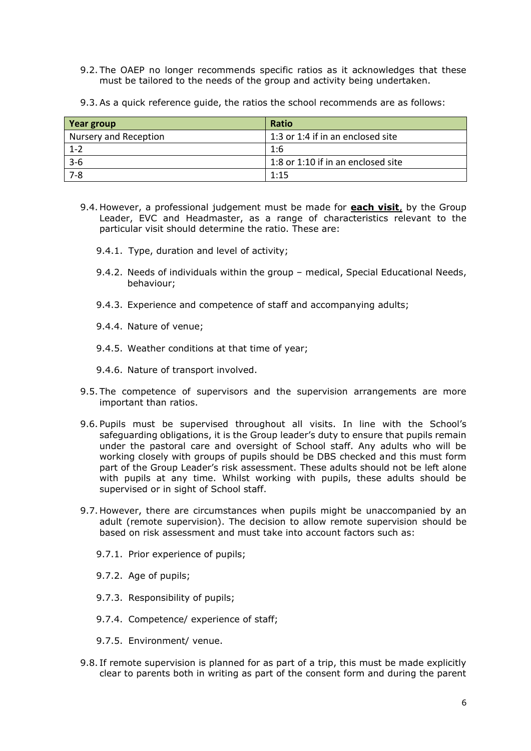9.2. The OAEP no longer recommends specific ratios as it acknowledges that these must be tailored to the needs of the group and activity being undertaken.

9.3. As a quick reference guide, the ratios the school recommends are as follows:

| Year group | Ratio |
|---|---|
| Nursery and Reception | 1:3 or 1:4 if in an enclosed site |
| 1-2 | 1:6 |
| 3-6 | 1:8 or 1:10 if in an enclosed site |
| 7-8 | 1:15 |

9.4. However, a professional judgement must be made for **each visit**, by the Group Leader, EVC and Headmaster, as a range of characteristics relevant to the particular visit should determine the ratio. These are:

9.4.1. Type, duration and level of activity;

9.4.2. Needs of individuals within the group – medical, Special Educational Needs, behaviour;

9.4.3. Experience and competence of staff and accompanying adults;

9.4.4. Nature of venue;

9.4.5. Weather conditions at that time of year;

9.4.6. Nature of transport involved.

9.5. The competence of supervisors and the supervision arrangements are more important than ratios.

9.6. Pupils must be supervised throughout all visits. In line with the School's safeguarding obligations, it is the Group leader's duty to ensure that pupils remain under the pastoral care and oversight of School staff. Any adults who will be working closely with groups of pupils should be DBS checked and this must form part of the Group Leader's risk assessment. These adults should not be left alone with pupils at any time. Whilst working with pupils, these adults should be supervised or in sight of School staff.

9.7. However, there are circumstances when pupils might be unaccompanied by an adult (remote supervision). The decision to allow remote supervision should be based on risk assessment and must take into account factors such as:

9.7.1. Prior experience of pupils;

9.7.2. Age of pupils;

9.7.3. Responsibility of pupils;

9.7.4. Competence/ experience of staff;

9.7.5. Environment/ venue.

9.8. If remote supervision is planned for as part of a trip, this must be made explicitly clear to parents both in writing as part of the consent form and during the parent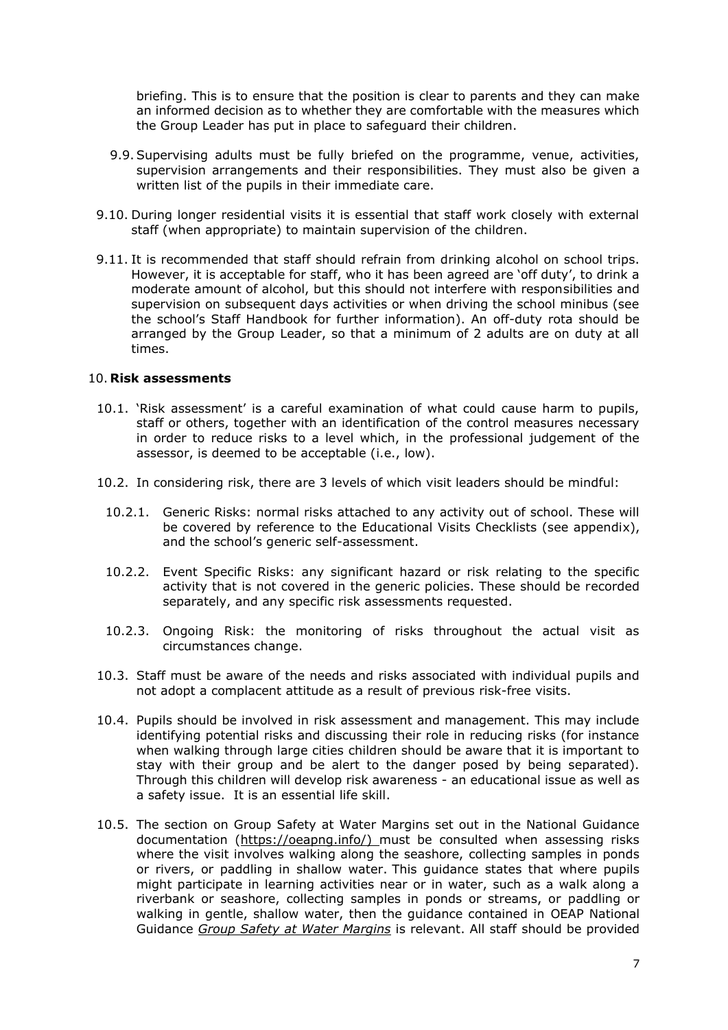briefing. This is to ensure that the position is clear to parents and they can make an informed decision as to whether they are comfortable with the measures which the Group Leader has put in place to safeguard their children.

9.9. Supervising adults must be fully briefed on the programme, venue, activities, supervision arrangements and their responsibilities. They must also be given a written list of the pupils in their immediate care.

9.10. During longer residential visits it is essential that staff work closely with external staff (when appropriate) to maintain supervision of the children.

9.11. It is recommended that staff should refrain from drinking alcohol on school trips. However, it is acceptable for staff, who it has been agreed are 'off duty', to drink a moderate amount of alcohol, but this should not interfere with responsibilities and supervision on subsequent days activities or when driving the school minibus (see the school's Staff Handbook for further information). An off-duty rota should be arranged by the Group Leader, so that a minimum of 2 adults are on duty at all times.

## 10. Risk assessments

10.1. 'Risk assessment' is a careful examination of what could cause harm to pupils, staff or others, together with an identification of the control measures necessary in order to reduce risks to a level which, in the professional judgement of the assessor, is deemed to be acceptable (i.e., low).

10.2. In considering risk, there are 3 levels of which visit leaders should be mindful:

10.2.1. Generic Risks: normal risks attached to any activity out of school. These will be covered by reference to the Educational Visits Checklists (see appendix), and the school's generic self-assessment.

10.2.2. Event Specific Risks: any significant hazard or risk relating to the specific activity that is not covered in the generic policies. These should be recorded separately, and any specific risk assessments requested.

10.2.3. Ongoing Risk: the monitoring of risks throughout the actual visit as circumstances change.

10.3. Staff must be aware of the needs and risks associated with individual pupils and not adopt a complacent attitude as a result of previous risk-free visits.

10.4. Pupils should be involved in risk assessment and management. This may include identifying potential risks and discussing their role in reducing risks (for instance when walking through large cities children should be aware that it is important to stay with their group and be alert to the danger posed by being separated). Through this children will develop risk awareness - an educational issue as well as a safety issue. It is an essential life skill.

10.5. The section on Group Safety at Water Margins set out in the National Guidance documentation (https://oeapng.info/) must be consulted when assessing risks where the visit involves walking along the seashore, collecting samples in ponds or rivers, or paddling in shallow water. This guidance states that where pupils might participate in learning activities near or in water, such as a walk along a riverbank or seashore, collecting samples in ponds or streams, or paddling or walking in gentle, shallow water, then the guidance contained in OEAP National Guidance *Group Safety at Water Margins* is relevant. All staff should be provided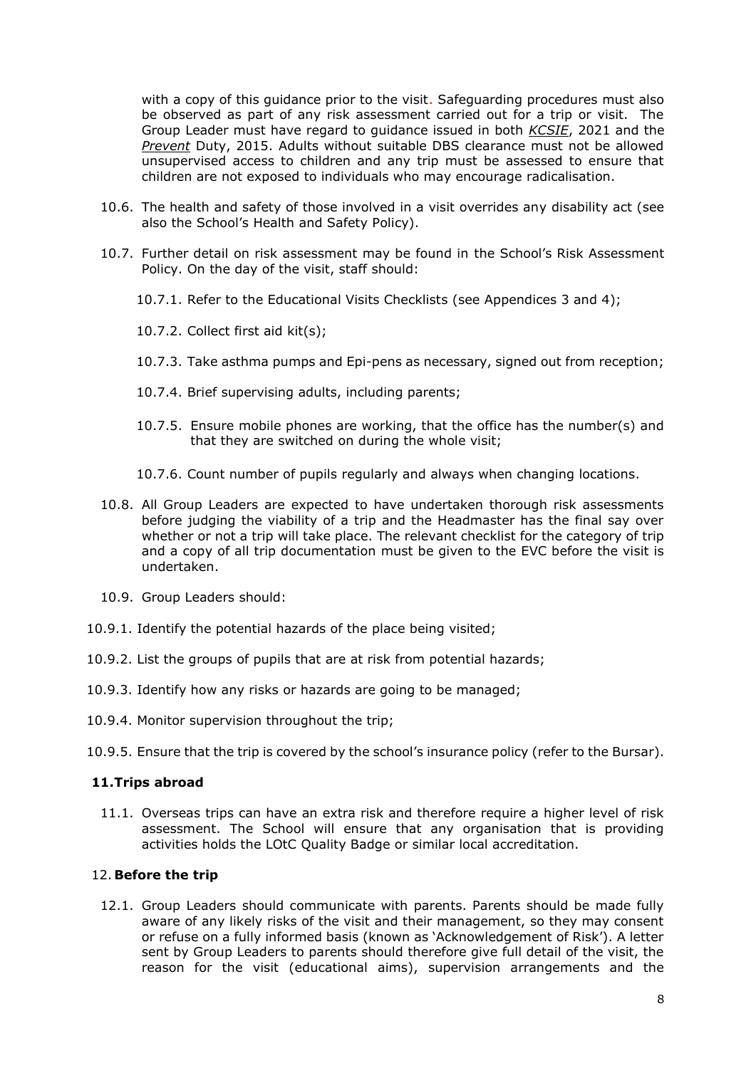with a copy of this guidance prior to the visit. Safeguarding procedures must also be observed as part of any risk assessment carried out for a trip or visit. The Group Leader must have regard to guidance issued in both ***KCSIE***, 2021 and the ***Prevent*** Duty, 2015. Adults without suitable DBS clearance must not be allowed unsupervised access to children and any trip must be assessed to ensure that children are not exposed to individuals who may encourage radicalisation.

10.6. The health and safety of those involved in a visit overrides any disability act (see also the School's Health and Safety Policy).

10.7. Further detail on risk assessment may be found in the School's Risk Assessment Policy. On the day of the visit, staff should:

10.7.1. Refer to the Educational Visits Checklists (see Appendices 3 and 4);

10.7.2. Collect first aid kit(s);

10.7.3. Take asthma pumps and Epi-pens as necessary, signed out from reception;

10.7.4. Brief supervising adults, including parents;

10.7.5. Ensure mobile phones are working, that the office has the number(s) and that they are switched on during the whole visit;

10.7.6. Count number of pupils regularly and always when changing locations.

10.8. All Group Leaders are expected to have undertaken thorough risk assessments before judging the viability of a trip and the Headmaster has the final say over whether or not a trip will take place. The relevant checklist for the category of trip and a copy of all trip documentation must be given to the EVC before the visit is undertaken.

10.9. Group Leaders should:

10.9.1. Identify the potential hazards of the place being visited;

10.9.2. List the groups of pupils that are at risk from potential hazards;

10.9.3. Identify how any risks or hazards are going to be managed;

10.9.4. Monitor supervision throughout the trip;

10.9.5. Ensure that the trip is covered by the school's insurance policy (refer to the Bursar).

## 11. Trips abroad

11.1. Overseas trips can have an extra risk and therefore require a higher level of risk assessment. The School will ensure that any organisation that is providing activities holds the LOtC Quality Badge or similar local accreditation.

## 12. Before the trip

12.1. Group Leaders should communicate with parents. Parents should be made fully aware of any likely risks of the visit and their management, so they may consent or refuse on a fully informed basis (known as 'Acknowledgement of Risk'). A letter sent by Group Leaders to parents should therefore give full detail of the visit, the reason for the visit (educational aims), supervision arrangements and the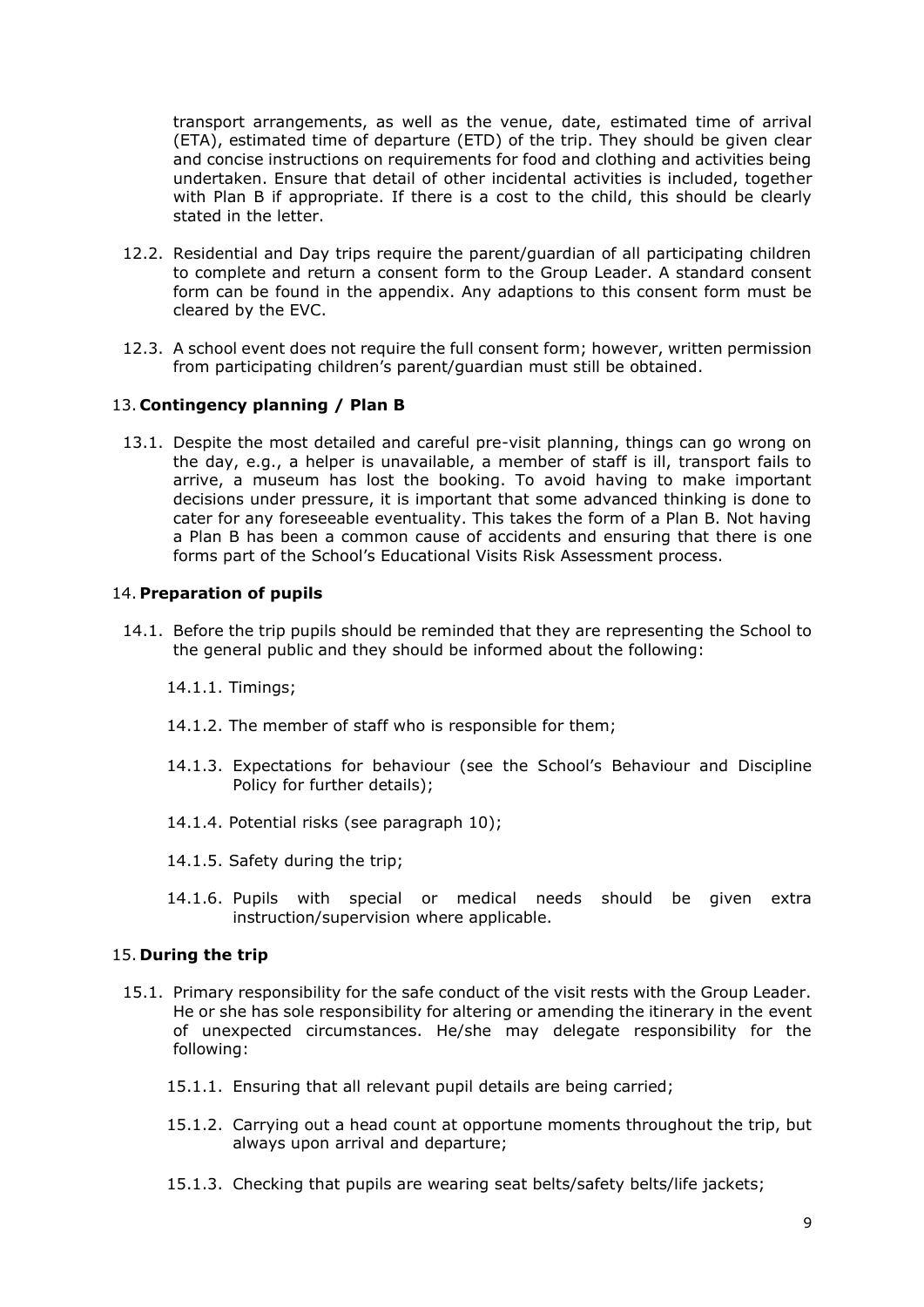transport arrangements, as well as the venue, date, estimated time of arrival (ETA), estimated time of departure (ETD) of the trip. They should be given clear and concise instructions on requirements for food and clothing and activities being undertaken. Ensure that detail of other incidental activities is included, together with Plan B if appropriate. If there is a cost to the child, this should be clearly stated in the letter.

12.2. Residential and Day trips require the parent/guardian of all participating children to complete and return a consent form to the Group Leader. A standard consent form can be found in the appendix. Any adaptions to this consent form must be cleared by the EVC.

12.3. A school event does not require the full consent form; however, written permission from participating children's parent/guardian must still be obtained.

## 13. **Contingency planning / Plan B**

13.1. Despite the most detailed and careful pre-visit planning, things can go wrong on the day, e.g., a helper is unavailable, a member of staff is ill, transport fails to arrive, a museum has lost the booking. To avoid having to make important decisions under pressure, it is important that some advanced thinking is done to cater for any foreseeable eventuality. This takes the form of a Plan B. Not having a Plan B has been a common cause of accidents and ensuring that there is one forms part of the School's Educational Visits Risk Assessment process.

## 14. **Preparation of pupils**

14.1. Before the trip pupils should be reminded that they are representing the School to the general public and they should be informed about the following:

14.1.1. Timings;

14.1.2. The member of staff who is responsible for them;

14.1.3. Expectations for behaviour (see the School's Behaviour and Discipline Policy for further details);

14.1.4. Potential risks (see paragraph 10);

14.1.5. Safety during the trip;

14.1.6. Pupils with special or medical needs should be given extra instruction/supervision where applicable.

## 15. **During the trip**

15.1. Primary responsibility for the safe conduct of the visit rests with the Group Leader. He or she has sole responsibility for altering or amending the itinerary in the event of unexpected circumstances. He/she may delegate responsibility for the following:

15.1.1. Ensuring that all relevant pupil details are being carried;

15.1.2. Carrying out a head count at opportune moments throughout the trip, but always upon arrival and departure;

15.1.3. Checking that pupils are wearing seat belts/safety belts/life jackets;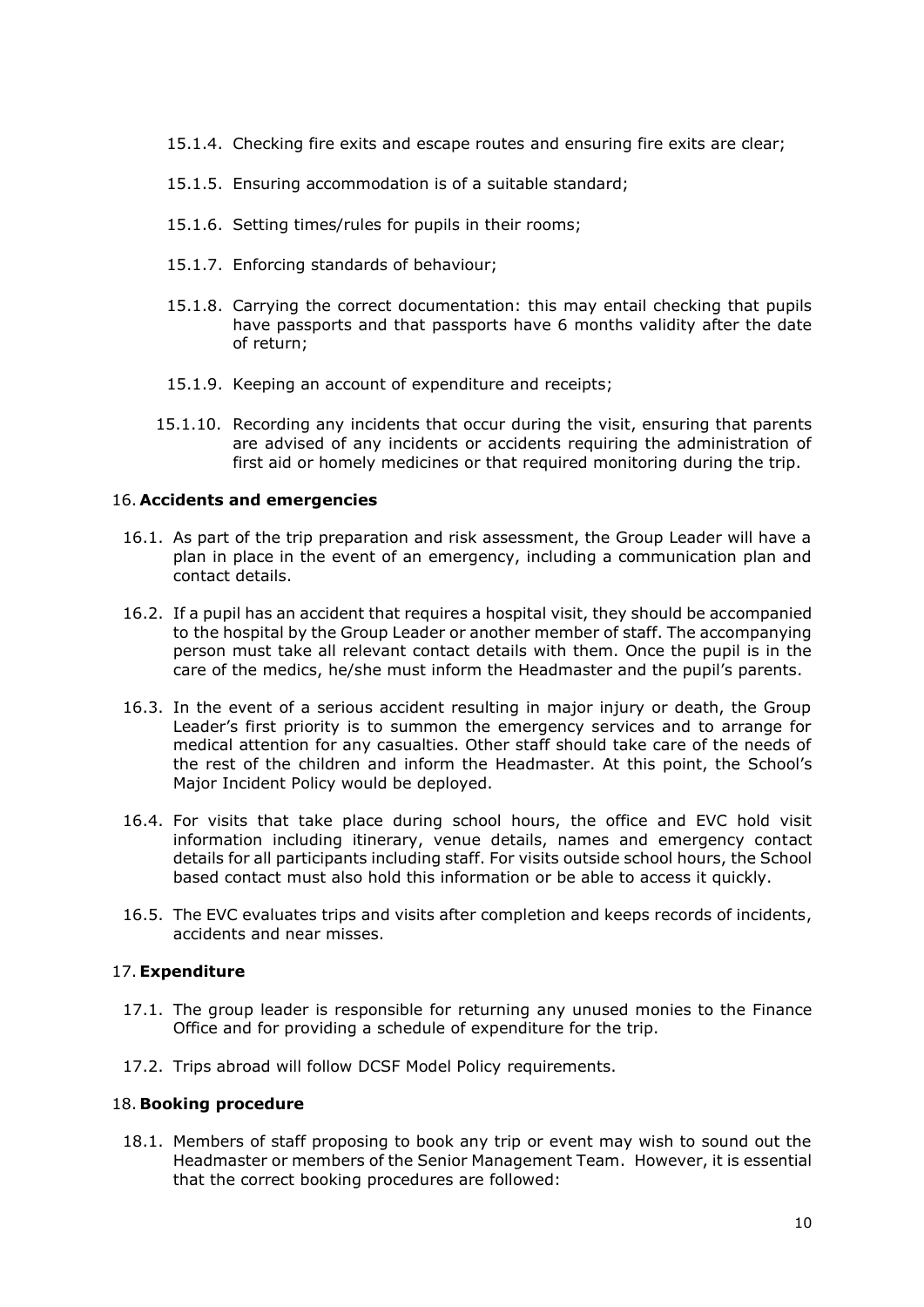15.1.4. Checking fire exits and escape routes and ensuring fire exits are clear;

15.1.5. Ensuring accommodation is of a suitable standard;

15.1.6. Setting times/rules for pupils in their rooms;

15.1.7. Enforcing standards of behaviour;

15.1.8. Carrying the correct documentation: this may entail checking that pupils have passports and that passports have 6 months validity after the date of return;

15.1.9. Keeping an account of expenditure and receipts;

15.1.10. Recording any incidents that occur during the visit, ensuring that parents are advised of any incidents or accidents requiring the administration of first aid or homely medicines or that required monitoring during the trip.

## 16. Accidents and emergencies

16.1. As part of the trip preparation and risk assessment, the Group Leader will have a plan in place in the event of an emergency, including a communication plan and contact details.

16.2. If a pupil has an accident that requires a hospital visit, they should be accompanied to the hospital by the Group Leader or another member of staff. The accompanying person must take all relevant contact details with them. Once the pupil is in the care of the medics, he/she must inform the Headmaster and the pupil's parents.

16.3. In the event of a serious accident resulting in major injury or death, the Group Leader's first priority is to summon the emergency services and to arrange for medical attention for any casualties. Other staff should take care of the needs of the rest of the children and inform the Headmaster. At this point, the School's Major Incident Policy would be deployed.

16.4. For visits that take place during school hours, the office and EVC hold visit information including itinerary, venue details, names and emergency contact details for all participants including staff. For visits outside school hours, the School based contact must also hold this information or be able to access it quickly.

16.5. The EVC evaluates trips and visits after completion and keeps records of incidents, accidents and near misses.

## 17. Expenditure

17.1. The group leader is responsible for returning any unused monies to the Finance Office and for providing a schedule of expenditure for the trip.

17.2. Trips abroad will follow DCSF Model Policy requirements.

## 18. Booking procedure

18.1. Members of staff proposing to book any trip or event may wish to sound out the Headmaster or members of the Senior Management Team. However, it is essential that the correct booking procedures are followed: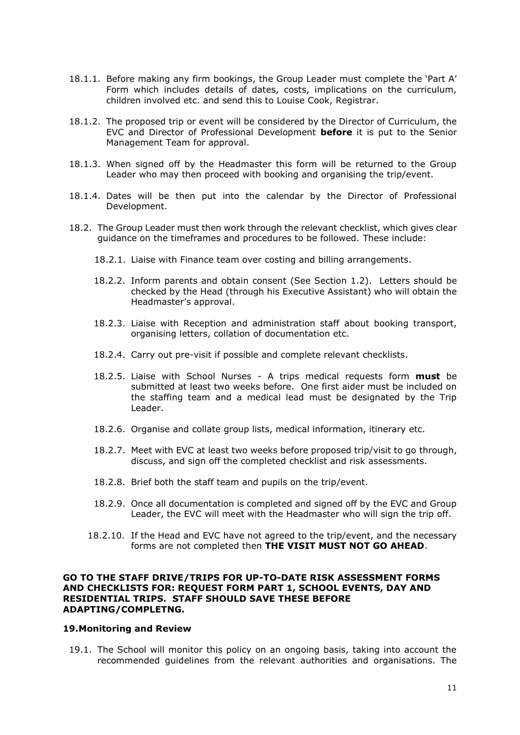18.1.1. Before making any firm bookings, the Group Leader must complete the 'Part A' Form which includes details of dates, costs, implications on the curriculum, children involved etc. and send this to Louise Cook, Registrar.

18.1.2. The proposed trip or event will be considered by the Director of Curriculum, the EVC and Director of Professional Development **before** it is put to the Senior Management Team for approval.

18.1.3. When signed off by the Headmaster this form will be returned to the Group Leader who may then proceed with booking and organising the trip/event.

18.1.4. Dates will be then put into the calendar by the Director of Professional Development.

18.2. The Group Leader must then work through the relevant checklist, which gives clear guidance on the timeframes and procedures to be followed. These include:

18.2.1. Liaise with Finance team over costing and billing arrangements.

18.2.2. Inform parents and obtain consent (See Section 1.2). Letters should be checked by the Head (through his Executive Assistant) who will obtain the Headmaster's approval.

18.2.3. Liaise with Reception and administration staff about booking transport, organising letters, collation of documentation etc.

18.2.4. Carry out pre-visit if possible and complete relevant checklists.

18.2.5. Liaise with School Nurses - A trips medical requests form **must** be submitted at least two weeks before. One first aider must be included on the staffing team and a medical lead must be designated by the Trip Leader.

18.2.6. Organise and collate group lists, medical information, itinerary etc.

18.2.7. Meet with EVC at least two weeks before proposed trip/visit to go through, discuss, and sign off the completed checklist and risk assessments.

18.2.8. Brief both the staff team and pupils on the trip/event.

18.2.9. Once all documentation is completed and signed off by the EVC and Group Leader, the EVC will meet with the Headmaster who will sign the trip off.

18.2.10. If the Head and EVC have not agreed to the trip/event, and the necessary forms are not completed then **THE VISIT MUST NOT GO AHEAD**.

**GO TO THE STAFF DRIVE/TRIPS FOR UP-TO-DATE RISK ASSESSMENT FORMS AND CHECKLISTS FOR: REQUEST FORM PART 1, SCHOOL EVENTS, DAY AND RESIDENTIAL TRIPS. STAFF SHOULD SAVE THESE BEFORE ADAPTING/COMPLETNG.**

## 19.Monitoring and Review

19.1. The School will monitor this policy on an ongoing basis, taking into account the recommended guidelines from the relevant authorities and organisations. The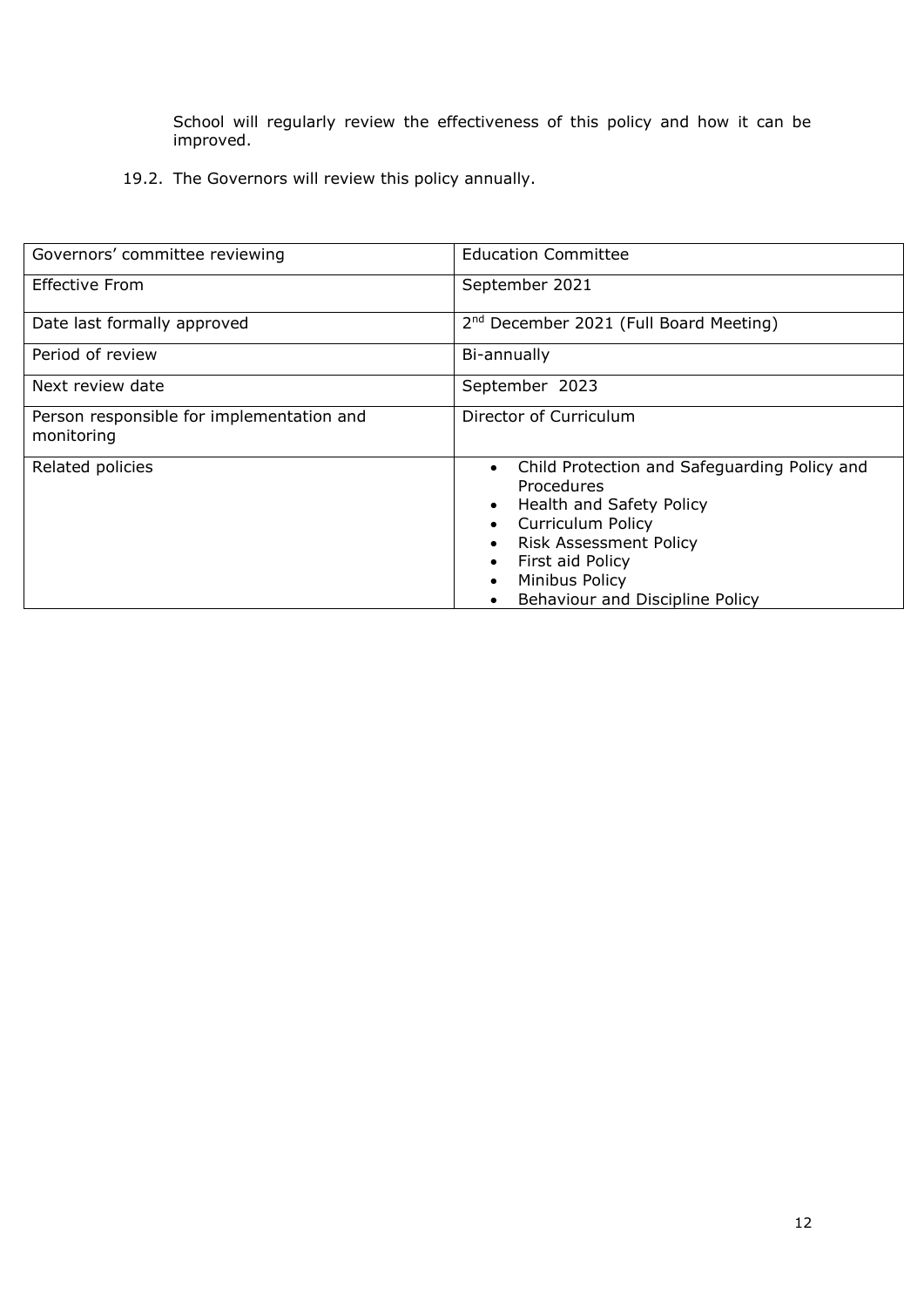School will regularly review the effectiveness of this policy and how it can be improved.

19.2. The Governors will review this policy annually.

| Governors' committee reviewing | Education Committee |
|---|---|
| Effective From | September 2021 |
| Date last formally approved | 2nd December 2021 (Full Board Meeting) |
| Period of review | Bi-annually |
| Next review date | September 2023 |
| Person responsible for implementation and monitoring | Director of Curriculum |
| Related policies | • Child Protection and Safeguarding Policy and Procedures<br>• Health and Safety Policy<br>• Curriculum Policy<br>• Risk Assessment Policy<br>• First aid Policy<br>• Minibus Policy<br>• Behaviour and Discipline Policy |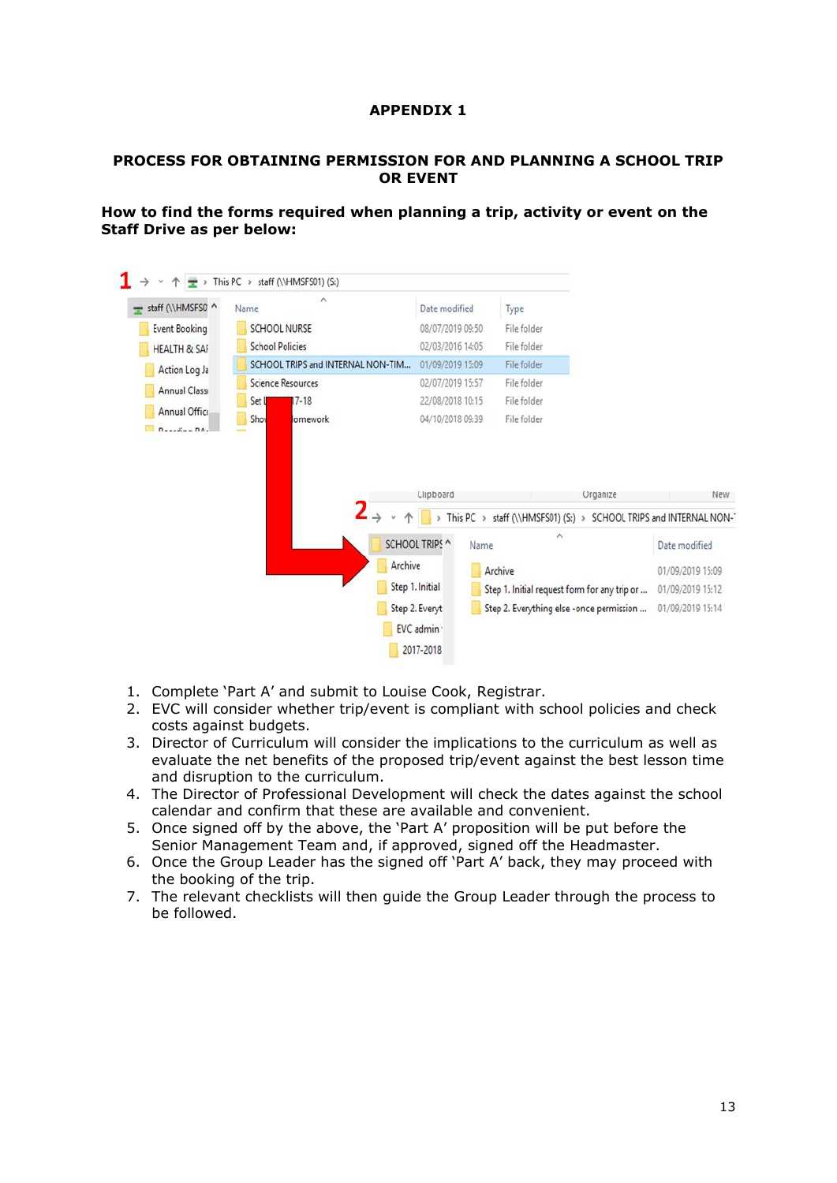# APPENDIX 1

## PROCESS FOR OBTAINING PERMISSION FOR AND PLANNING A SCHOOL TRIP OR EVENT

**How to find the forms required when planning a trip, activity or event on the Staff Drive as per below:**

1. Complete 'Part A' and submit to Louise Cook, Registrar.
2. EVC will consider whether trip/event is compliant with school policies and check costs against budgets.
3. Director of Curriculum will consider the implications to the curriculum as well as evaluate the net benefits of the proposed trip/event against the best lesson time and disruption to the curriculum.
4. The Director of Professional Development will check the dates against the school calendar and confirm that these are available and convenient.
5. Once signed off by the above, the 'Part A' proposition will be put before the Senior Management Team and, if approved, signed off the Headmaster.
6. Once the Group Leader has the signed off 'Part A' back, they may proceed with the booking of the trip.
7. The relevant checklists will then guide the Group Leader through the process to be followed.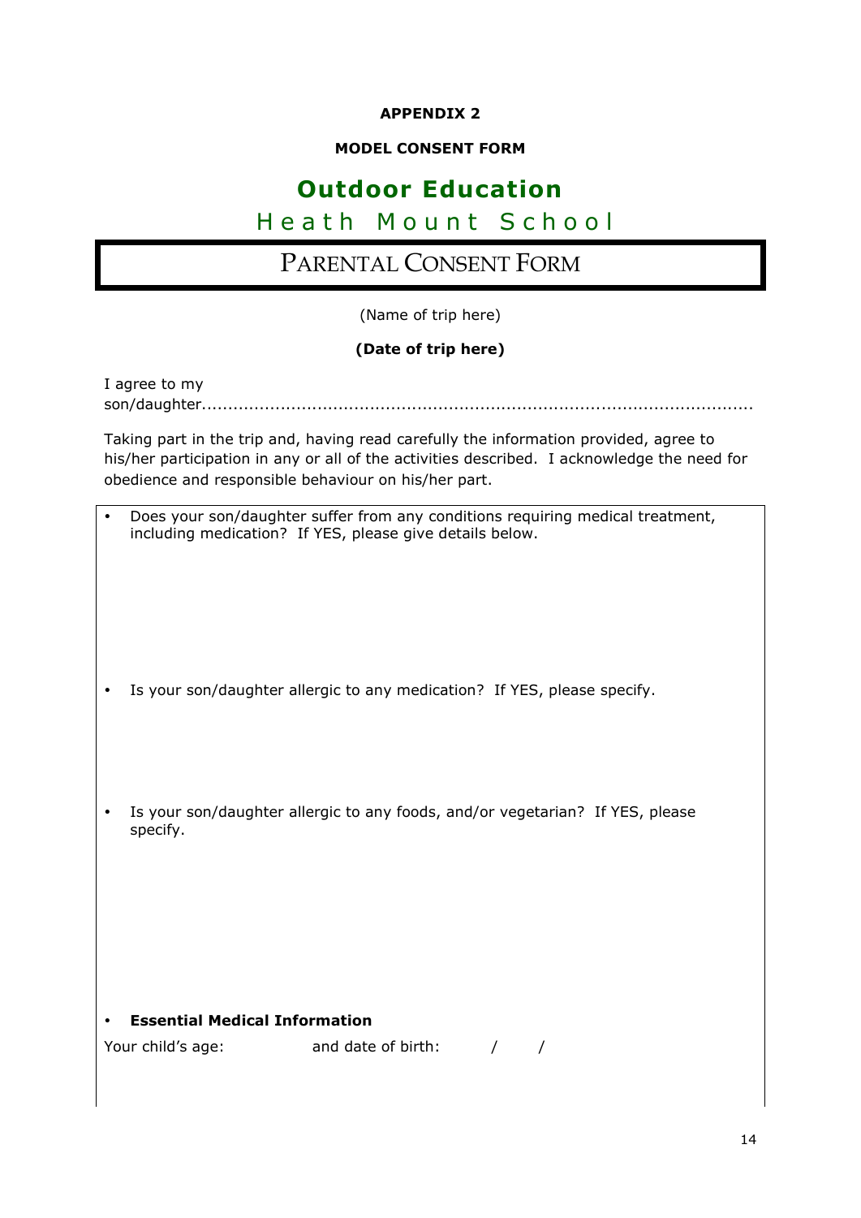**APPENDIX 2**

**MODEL CONSENT FORM**

# Outdoor Education

## Heath Mount School

## PARENTAL CONSENT FORM

(Name of trip here)

**(Date of trip here)**

I agree to my son/daughter.........................................................................................................

Taking part in the trip and, having read carefully the information provided, agree to his/her participation in any or all of the activities described. I acknowledge the need for obedience and responsible behaviour on his/her part.

- Does your son/daughter suffer from any conditions requiring medical treatment, including medication? If YES, please give details below.

- Is your son/daughter allergic to any medication? If YES, please specify.

- Is your son/daughter allergic to any foods, and/or vegetarian? If YES, please specify.

- **Essential Medical Information**

Your child's age: and date of birth: / /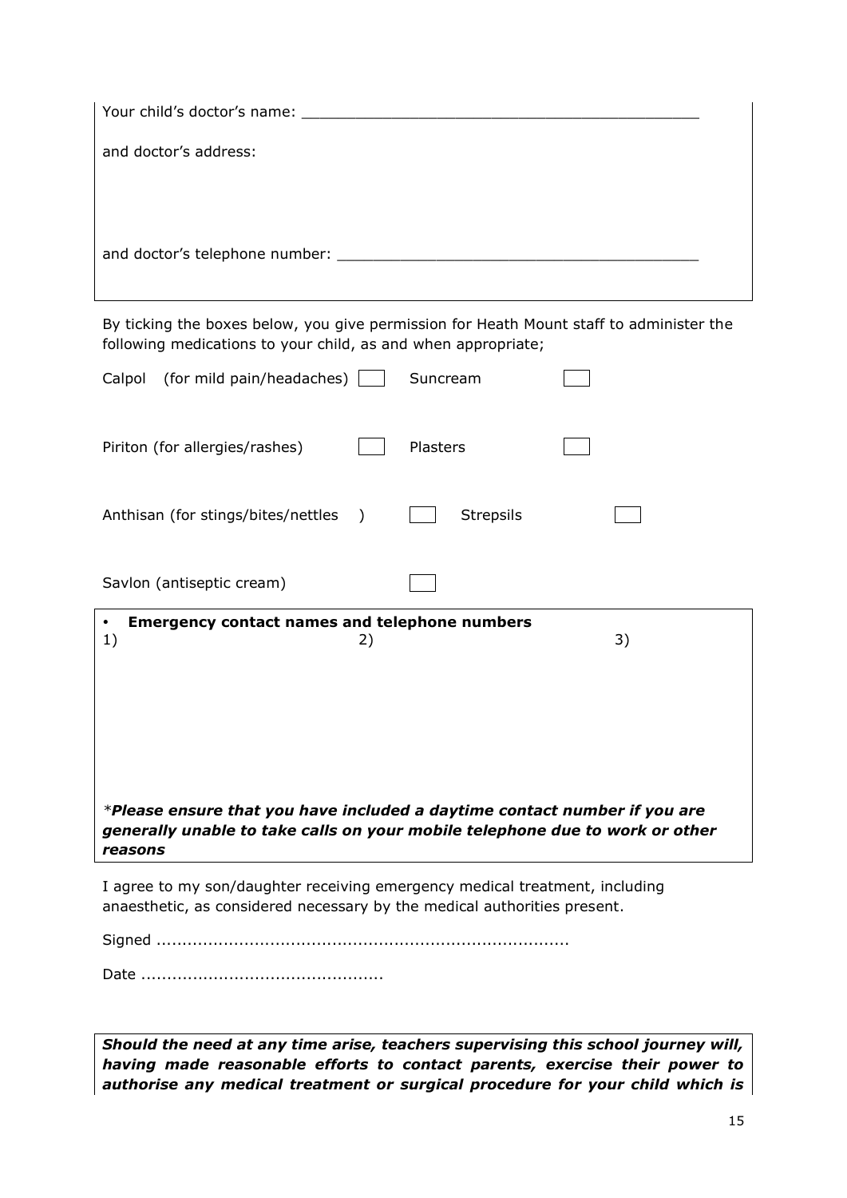Your child's doctor's name: _____________________________________________

and doctor's address:

and doctor's telephone number: __________________________________________

By ticking the boxes below, you give permission for Heath Mount staff to administer the following medications to your child, as and when appropriate;

| | | | |
|---|---|---|---|
| Calpol (for mild pain/headaches) | ☐ | Suncream | ☐ |
| Piriton (for allergies/rashes) | ☐ | Plasters | ☐ |
| Anthisan (for stings/bites/nettles) | ☐ | Strepsils | ☐ |
| Savlon (antiseptic cream) | ☐ | | |

- **Emergency contact names and telephone numbers**

1) 2) 3)

*****Please ensure that you have included a daytime contact number if you are generally unable to take calls on your mobile telephone due to work or other reasons***

I agree to my son/daughter receiving emergency medical treatment, including anaesthetic, as considered necessary by the medical authorities present.

Signed ...............................................................................

Date ..............................................

***Should the need at any time arise, teachers supervising this school journey will, having made reasonable efforts to contact parents, exercise their power to authorise any medical treatment or surgical procedure for your child which is***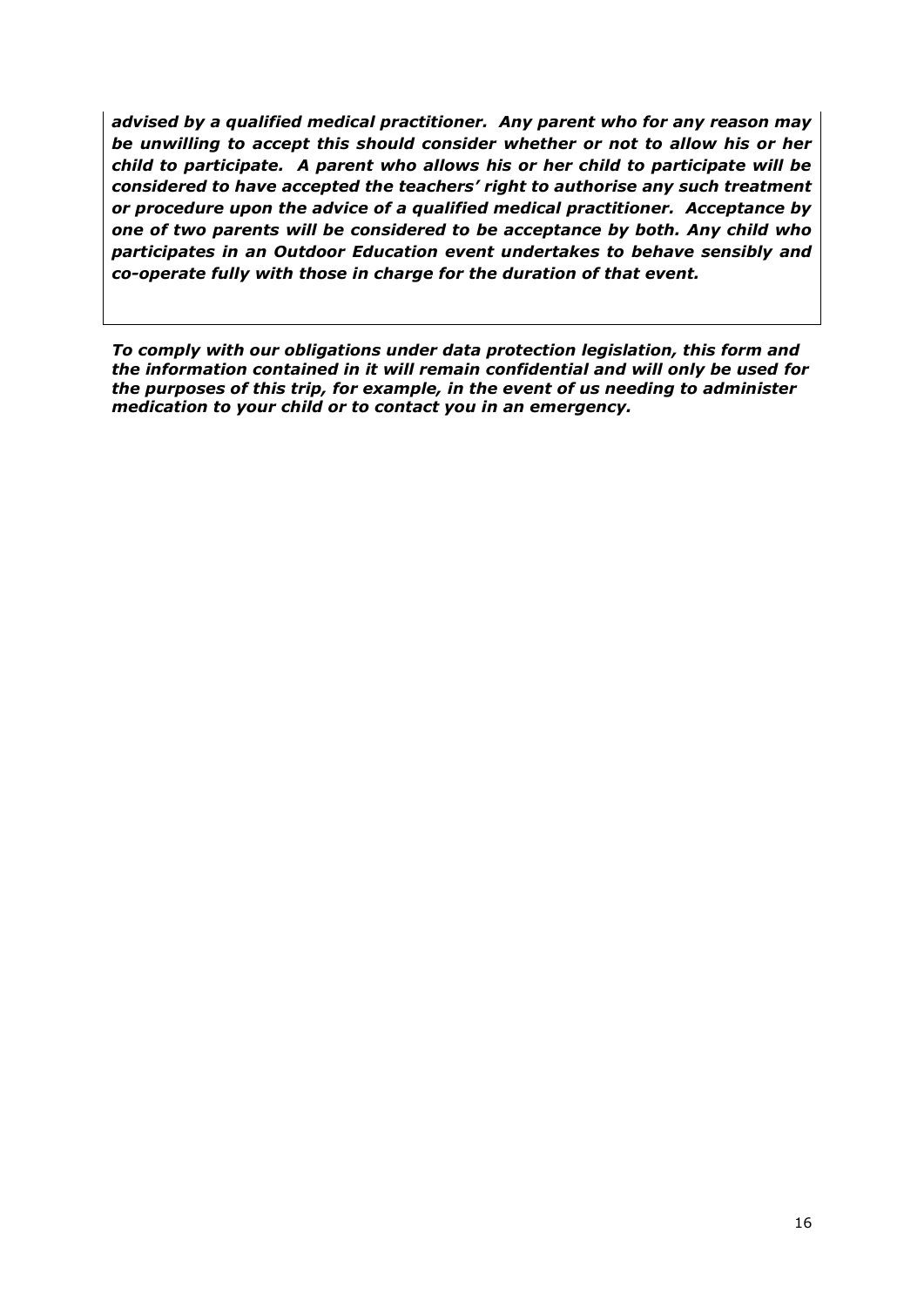***advised by a qualified medical practitioner. Any parent who for any reason may be unwilling to accept this should consider whether or not to allow his or her child to participate. A parent who allows his or her child to participate will be considered to have accepted the teachers' right to authorise any such treatment or procedure upon the advice of a qualified medical practitioner. Acceptance by one of two parents will be considered to be acceptance by both. Any child who participates in an Outdoor Education event undertakes to behave sensibly and co-operate fully with those in charge for the duration of that event.***

***To comply with our obligations under data protection legislation, this form and the information contained in it will remain confidential and will only be used for the purposes of this trip, for example, in the event of us needing to administer medication to your child or to contact you in an emergency.***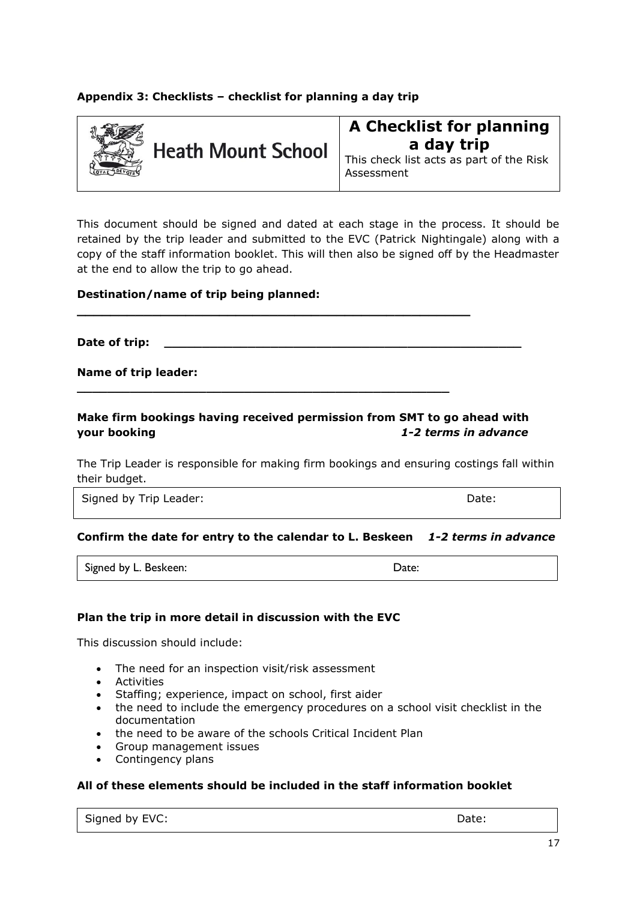**Appendix 3: Checklists – checklist for planning a day trip**

| Heath Mount School | **A Checklist for planning a day trip**<br>This check list acts as part of the Risk Assessment |
|---|---|

This document should be signed and dated at each stage in the process. It should be retained by the trip leader and submitted to the EVC (Patrick Nightingale) along with a copy of the staff information booklet. This will then also be signed off by the Headmaster at the end to allow the trip to go ahead.

**Destination/name of trip being planned:**

**______________________________________________________**

**Date of trip:** **_________________________________________________**

**Name of trip leader:**

**___________________________________________________**

**Make firm bookings having received permission from SMT to go ahead with your booking** ***1-2 terms in advance***

The Trip Leader is responsible for making firm bookings and ensuring costings fall within their budget.

| Signed by Trip Leader: | Date: |
|---|---|

**Confirm the date for entry to the calendar to L. Beskeen** ***1-2 terms in advance***

| Signed by L. Beskeen: | Date: |
|---|---|

**Plan the trip in more detail in discussion with the EVC**

This discussion should include:

- The need for an inspection visit/risk assessment
- Activities
- Staffing; experience, impact on school, first aider
- the need to include the emergency procedures on a school visit checklist in the documentation
- the need to be aware of the schools Critical Incident Plan
- Group management issues
- Contingency plans

**All of these elements should be included in the staff information booklet**

| Signed by EVC: | Date: |
|---|---|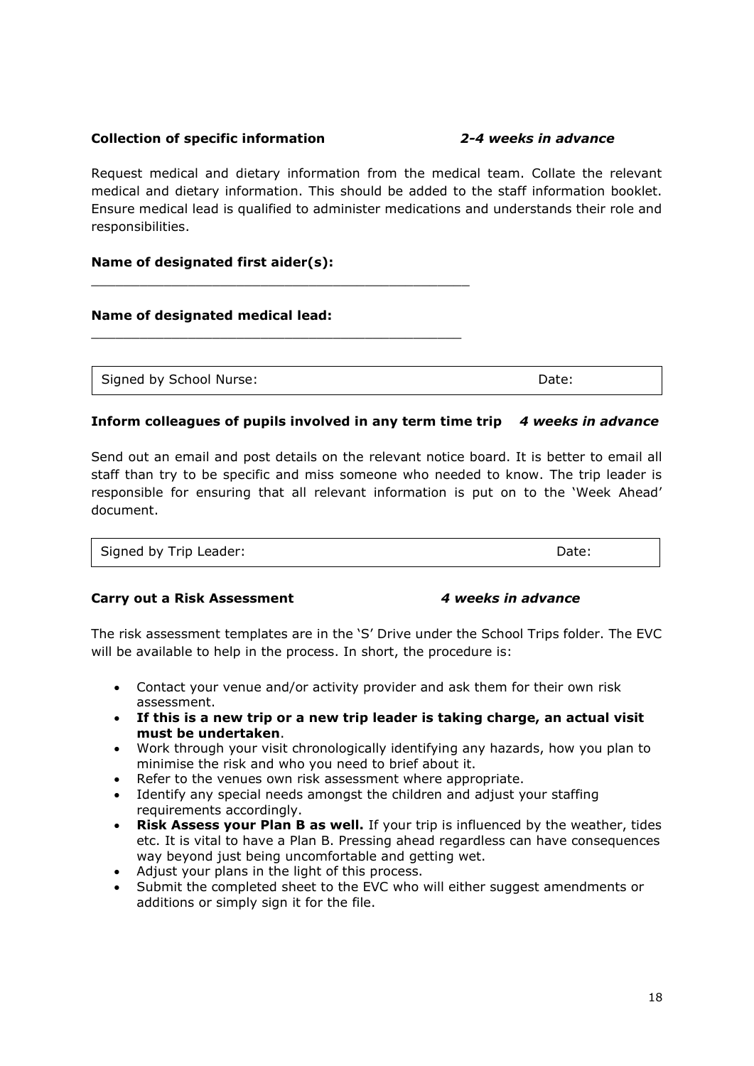**Collection of specific information** *2-4 weeks in advance*

Request medical and dietary information from the medical team. Collate the relevant medical and dietary information. This should be added to the staff information booklet. Ensure medical lead is qualified to administer medications and understands their role and responsibilities.

**Name of designated first aider(s):**

_______________________________________________

**Name of designated medical lead:**

_______________________________________________

| Signed by School Nurse: | Date: |
|---|---|

**Inform colleagues of pupils involved in any term time trip** *4 weeks in advance*

Send out an email and post details on the relevant notice board. It is better to email all staff than try to be specific and miss someone who needed to know. The trip leader is responsible for ensuring that all relevant information is put on to the 'Week Ahead' document.

| Signed by Trip Leader: | Date: |
|---|---|

**Carry out a Risk Assessment** *4 weeks in advance*

The risk assessment templates are in the 'S' Drive under the School Trips folder. The EVC will be available to help in the process. In short, the procedure is:

- Contact your venue and/or activity provider and ask them for their own risk assessment.
- **If this is a new trip or a new trip leader is taking charge, an actual visit must be undertaken**.
- Work through your visit chronologically identifying any hazards, how you plan to minimise the risk and who you need to brief about it.
- Refer to the venues own risk assessment where appropriate.
- Identify any special needs amongst the children and adjust your staffing requirements accordingly.
- **Risk Assess your Plan B as well.** If your trip is influenced by the weather, tides etc. It is vital to have a Plan B. Pressing ahead regardless can have consequences way beyond just being uncomfortable and getting wet.
- Adjust your plans in the light of this process.
- Submit the completed sheet to the EVC who will either suggest amendments or additions or simply sign it for the file.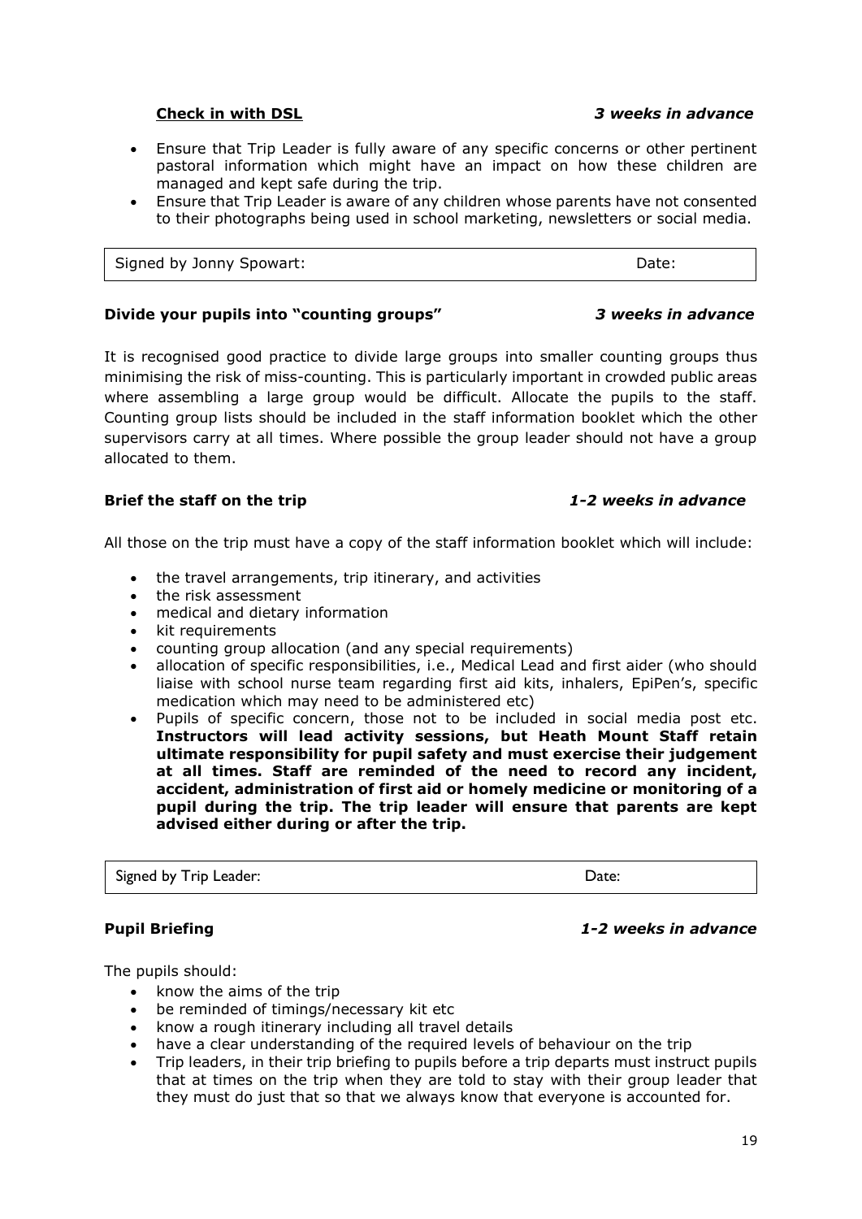**<u>Check in with DSL</u>** ***3 weeks in advance***

- Ensure that Trip Leader is fully aware of any specific concerns or other pertinent pastoral information which might have an impact on how these children are managed and kept safe during the trip.
- Ensure that Trip Leader is aware of any children whose parents have not consented to their photographs being used in school marketing, newsletters or social media.

| Signed by Jonny Spowart: | Date: |
|---|---|

**Divide your pupils into "counting groups"** ***3 weeks in advance***

It is recognised good practice to divide large groups into smaller counting groups thus minimising the risk of miss-counting. This is particularly important in crowded public areas where assembling a large group would be difficult. Allocate the pupils to the staff. Counting group lists should be included in the staff information booklet which the other supervisors carry at all times. Where possible the group leader should not have a group allocated to them.

**Brief the staff on the trip** ***1-2 weeks in advance***

All those on the trip must have a copy of the staff information booklet which will include:

- the travel arrangements, trip itinerary, and activities
- the risk assessment
- medical and dietary information
- kit requirements
- counting group allocation (and any special requirements)
- allocation of specific responsibilities, i.e., Medical Lead and first aider (who should liaise with school nurse team regarding first aid kits, inhalers, EpiPen's, specific medication which may need to be administered etc)
- Pupils of specific concern, those not to be included in social media post etc. **Instructors will lead activity sessions, but Heath Mount Staff retain ultimate responsibility for pupil safety and must exercise their judgement at all times. Staff are reminded of the need to record any incident, accident, administration of first aid or homely medicine or monitoring of a pupil during the trip. The trip leader will ensure that parents are kept advised either during or after the trip.**

| Signed by Trip Leader: | Date: |
|---|---|

**Pupil Briefing** ***1-2 weeks in advance***

The pupils should:

- know the aims of the trip
- be reminded of timings/necessary kit etc
- know a rough itinerary including all travel details
- have a clear understanding of the required levels of behaviour on the trip
- Trip leaders, in their trip briefing to pupils before a trip departs must instruct pupils that at times on the trip when they are told to stay with their group leader that they must do just that so that we always know that everyone is accounted for.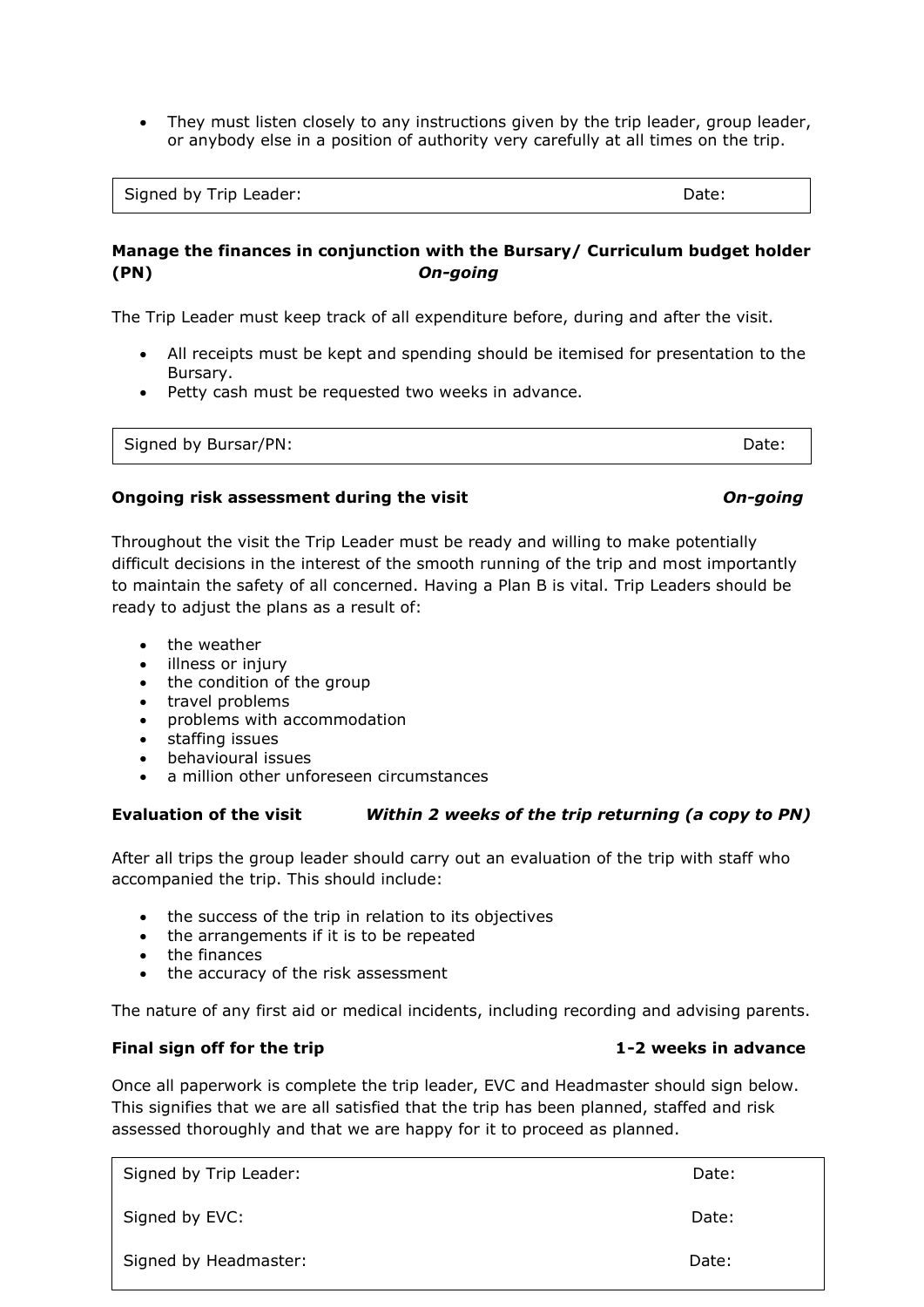- They must listen closely to any instructions given by the trip leader, group leader, or anybody else in a position of authority very carefully at all times on the trip.

| Signed by Trip Leader: | Date: |
|---|---|

**Manage the finances in conjunction with the Bursary/ Curriculum budget holder (PN)** ***On-going***

The Trip Leader must keep track of all expenditure before, during and after the visit.

- All receipts must be kept and spending should be itemised for presentation to the Bursary.
- Petty cash must be requested two weeks in advance.

| Signed by Bursar/PN: | Date: |
|---|---|

**Ongoing risk assessment during the visit** ***On-going***

Throughout the visit the Trip Leader must be ready and willing to make potentially difficult decisions in the interest of the smooth running of the trip and most importantly to maintain the safety of all concerned. Having a Plan B is vital. Trip Leaders should be ready to adjust the plans as a result of:

- the weather
- illness or injury
- the condition of the group
- travel problems
- problems with accommodation
- staffing issues
- behavioural issues
- a million other unforeseen circumstances

**Evaluation of the visit** ***Within 2 weeks of the trip returning (a copy to PN)***

After all trips the group leader should carry out an evaluation of the trip with staff who accompanied the trip. This should include:

- the success of the trip in relation to its objectives
- the arrangements if it is to be repeated
- the finances
- the accuracy of the risk assessment

The nature of any first aid or medical incidents, including recording and advising parents.

**Final sign off for the trip** **1-2 weeks in advance**

Once all paperwork is complete the trip leader, EVC and Headmaster should sign below. This signifies that we are all satisfied that the trip has been planned, staffed and risk assessed thoroughly and that we are happy for it to proceed as planned.

| Signed by Trip Leader: | Date: |
|---|---|
| Signed by EVC: | Date: |
| Signed by Headmaster: | Date: |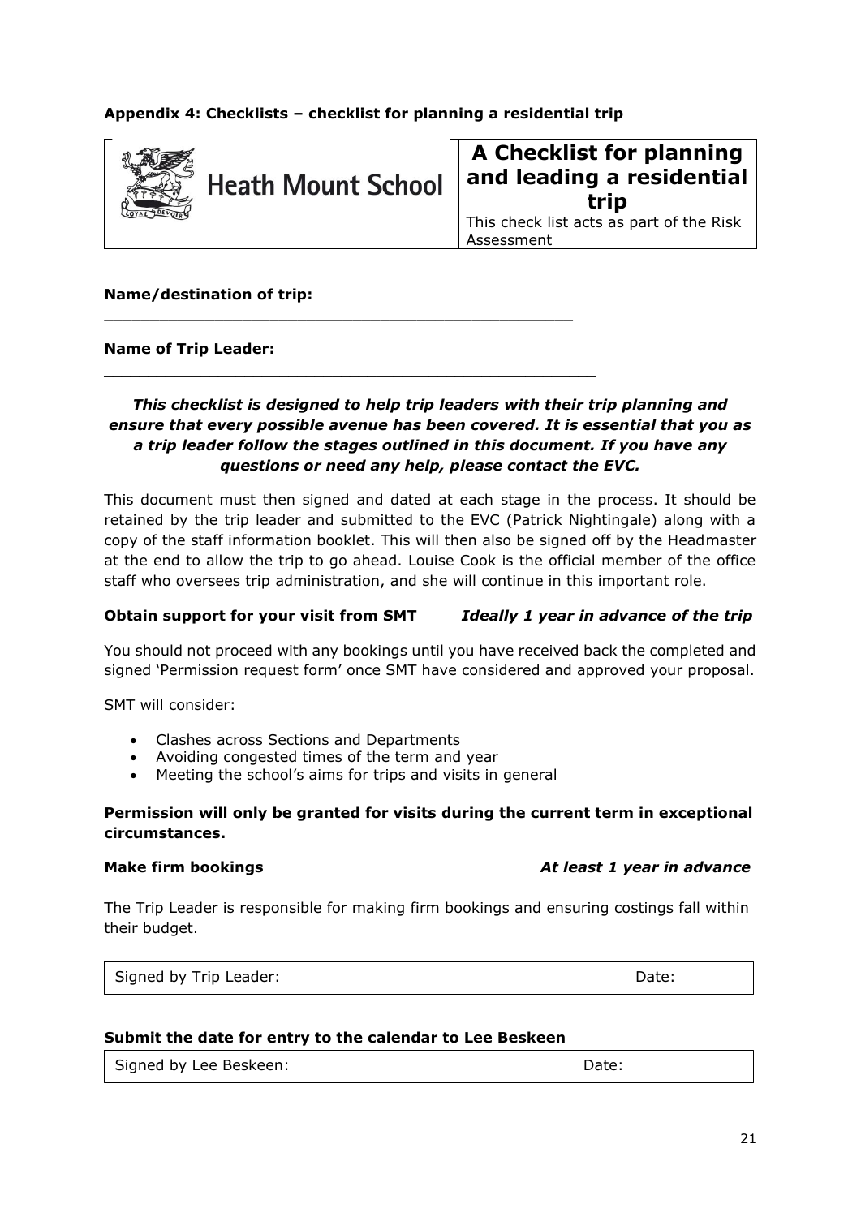**Appendix 4: Checklists – checklist for planning a residential trip**

| Heath Mount School | **A Checklist for planning and leading a residential trip** This check list acts as part of the Risk Assessment |
| --- | --- |

**Name/destination of trip:** \_\_\_\_\_\_\_\_\_\_\_\_\_\_\_\_\_\_\_\_\_\_\_\_\_\_\_\_\_\_\_\_\_\_\_\_\_\_\_\_\_\_\_\_\_\_\_\_

**Name of Trip Leader:** \_\_\_\_\_\_\_\_\_\_\_\_\_\_\_\_\_\_\_\_\_\_\_\_\_\_\_\_\_\_\_\_\_\_\_\_\_\_\_\_\_\_\_\_\_\_\_\_

***This checklist is designed to help trip leaders with their trip planning and ensure that every possible avenue has been covered. It is essential that you as a trip leader follow the stages outlined in this document. If you have any questions or need any help, please contact the EVC.***

This document must then signed and dated at each stage in the process. It should be retained by the trip leader and submitted to the EVC (Patrick Nightingale) along with a copy of the staff information booklet. This will then also be signed off by the Headmaster at the end to allow the trip to go ahead. Louise Cook is the official member of the office staff who oversees trip administration, and she will continue in this important role.

**Obtain support for your visit from SMT** ***Ideally 1 year in advance of the trip***

You should not proceed with any bookings until you have received back the completed and signed 'Permission request form' once SMT have considered and approved your proposal.

SMT will consider:

- Clashes across Sections and Departments
- Avoiding congested times of the term and year
- Meeting the school's aims for trips and visits in general

**Permission will only be granted for visits during the current term in exceptional circumstances.**

**Make firm bookings** ***At least 1 year in advance***

The Trip Leader is responsible for making firm bookings and ensuring costings fall within their budget.

| Signed by Trip Leader: | Date: |
| --- | --- |

**Submit the date for entry to the calendar to Lee Beskeen**

| Signed by Lee Beskeen: | Date: |
| --- | --- |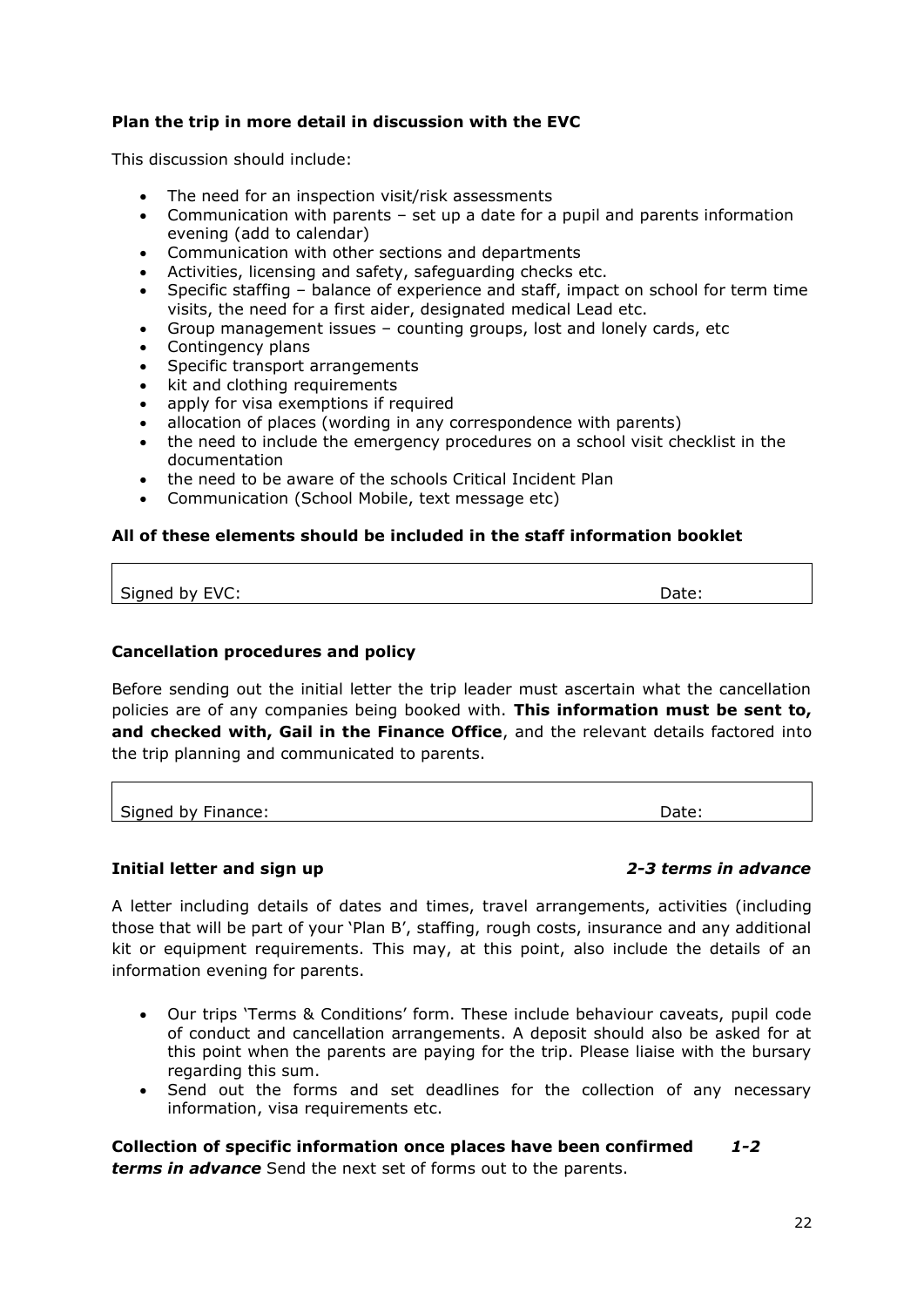**Plan the trip in more detail in discussion with the EVC**

This discussion should include:

- The need for an inspection visit/risk assessments
- Communication with parents – set up a date for a pupil and parents information evening (add to calendar)
- Communication with other sections and departments
- Activities, licensing and safety, safeguarding checks etc.
- Specific staffing – balance of experience and staff, impact on school for term time visits, the need for a first aider, designated medical Lead etc.
- Group management issues – counting groups, lost and lonely cards, etc
- Contingency plans
- Specific transport arrangements
- kit and clothing requirements
- apply for visa exemptions if required
- allocation of places (wording in any correspondence with parents)
- the need to include the emergency procedures on a school visit checklist in the documentation
- the need to be aware of the schools Critical Incident Plan
- Communication (School Mobile, text message etc)

**All of these elements should be included in the staff information booklet**

| Signed by EVC: | Date: |
|---|---|

**Cancellation procedures and policy**

Before sending out the initial letter the trip leader must ascertain what the cancellation policies are of any companies being booked with. **This information must be sent to, and checked with, Gail in the Finance Office**, and the relevant details factored into the trip planning and communicated to parents.

| Signed by Finance: | Date: |
|---|---|

**Initial letter and sign up** ***2-3 terms in advance***

A letter including details of dates and times, travel arrangements, activities (including those that will be part of your 'Plan B', staffing, rough costs, insurance and any additional kit or equipment requirements. This may, at this point, also include the details of an information evening for parents.

- Our trips 'Terms & Conditions' form. These include behaviour caveats, pupil code of conduct and cancellation arrangements. A deposit should also be asked for at this point when the parents are paying for the trip. Please liaise with the bursary regarding this sum.
- Send out the forms and set deadlines for the collection of any necessary information, visa requirements etc.

**Collection of specific information once places have been confirmed** ***1-2 terms in advance*** Send the next set of forms out to the parents.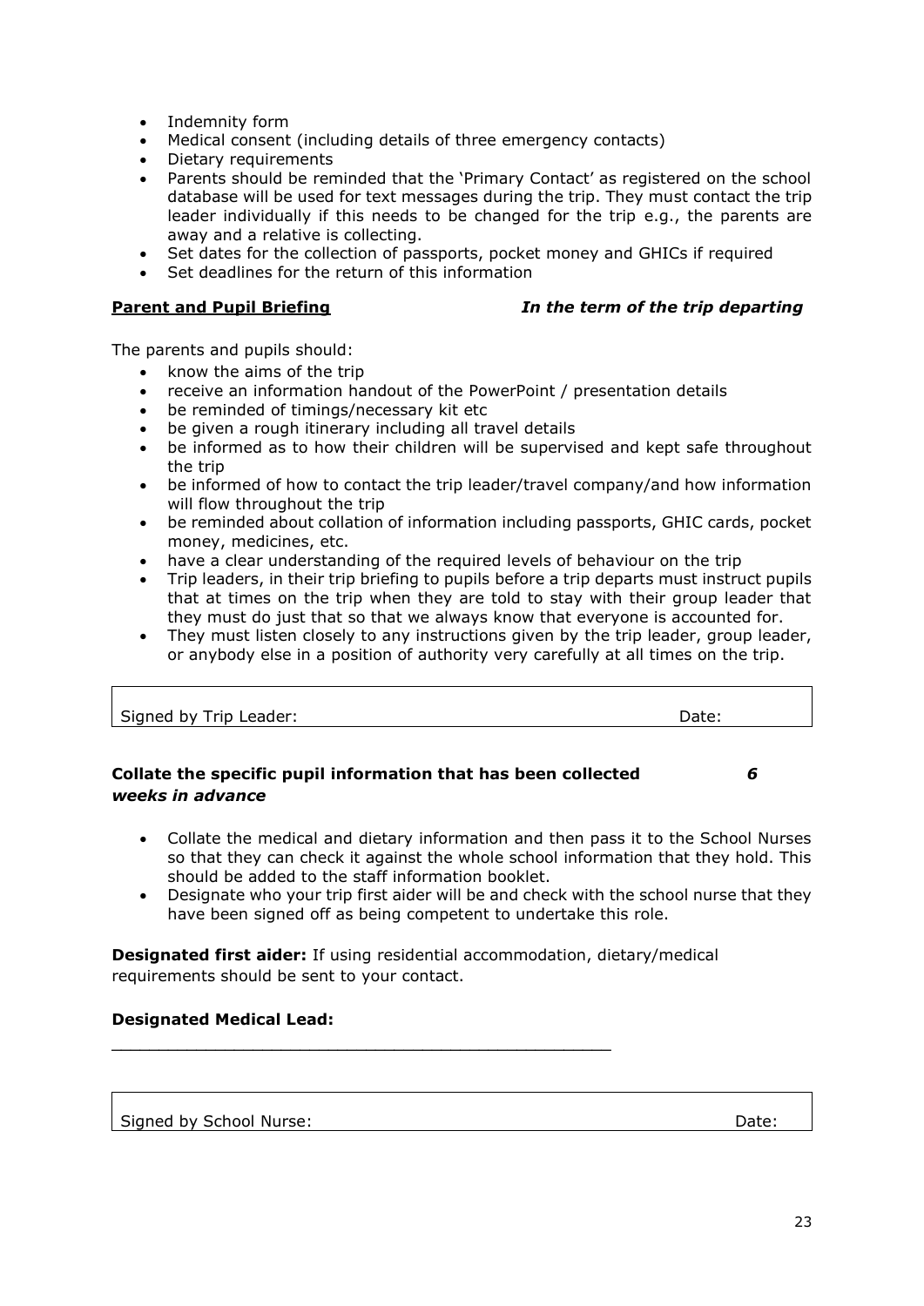- Indemnity form
- Medical consent (including details of three emergency contacts)
- Dietary requirements
- Parents should be reminded that the 'Primary Contact' as registered on the school database will be used for text messages during the trip. They must contact the trip leader individually if this needs to be changed for the trip e.g., the parents are away and a relative is collecting.
- Set dates for the collection of passports, pocket money and GHICs if required
- Set deadlines for the return of this information

**Parent and Pupil Briefing** ***In the term of the trip departing***

The parents and pupils should:

- know the aims of the trip
- receive an information handout of the PowerPoint / presentation details
- be reminded of timings/necessary kit etc
- be given a rough itinerary including all travel details
- be informed as to how their children will be supervised and kept safe throughout the trip
- be informed of how to contact the trip leader/travel company/and how information will flow throughout the trip
- be reminded about collation of information including passports, GHIC cards, pocket money, medicines, etc.
- have a clear understanding of the required levels of behaviour on the trip
- Trip leaders, in their trip briefing to pupils before a trip departs must instruct pupils that at times on the trip when they are told to stay with their group leader that they must do just that so that we always know that everyone is accounted for.
- They must listen closely to any instructions given by the trip leader, group leader, or anybody else in a position of authority very carefully at all times on the trip.

| Signed by Trip Leader: | Date: |
|---|---|

**Collate the specific pupil information that has been collected** ***6 weeks in advance***

- Collate the medical and dietary information and then pass it to the School Nurses so that they can check it against the whole school information that they hold. This should be added to the staff information booklet.
- Designate who your trip first aider will be and check with the school nurse that they have been signed off as being competent to undertake this role.

**Designated first aider:** If using residential accommodation, dietary/medical requirements should be sent to your contact.

**Designated Medical Lead:**

______________________________________________

| Signed by School Nurse: | Date: |
|---|---|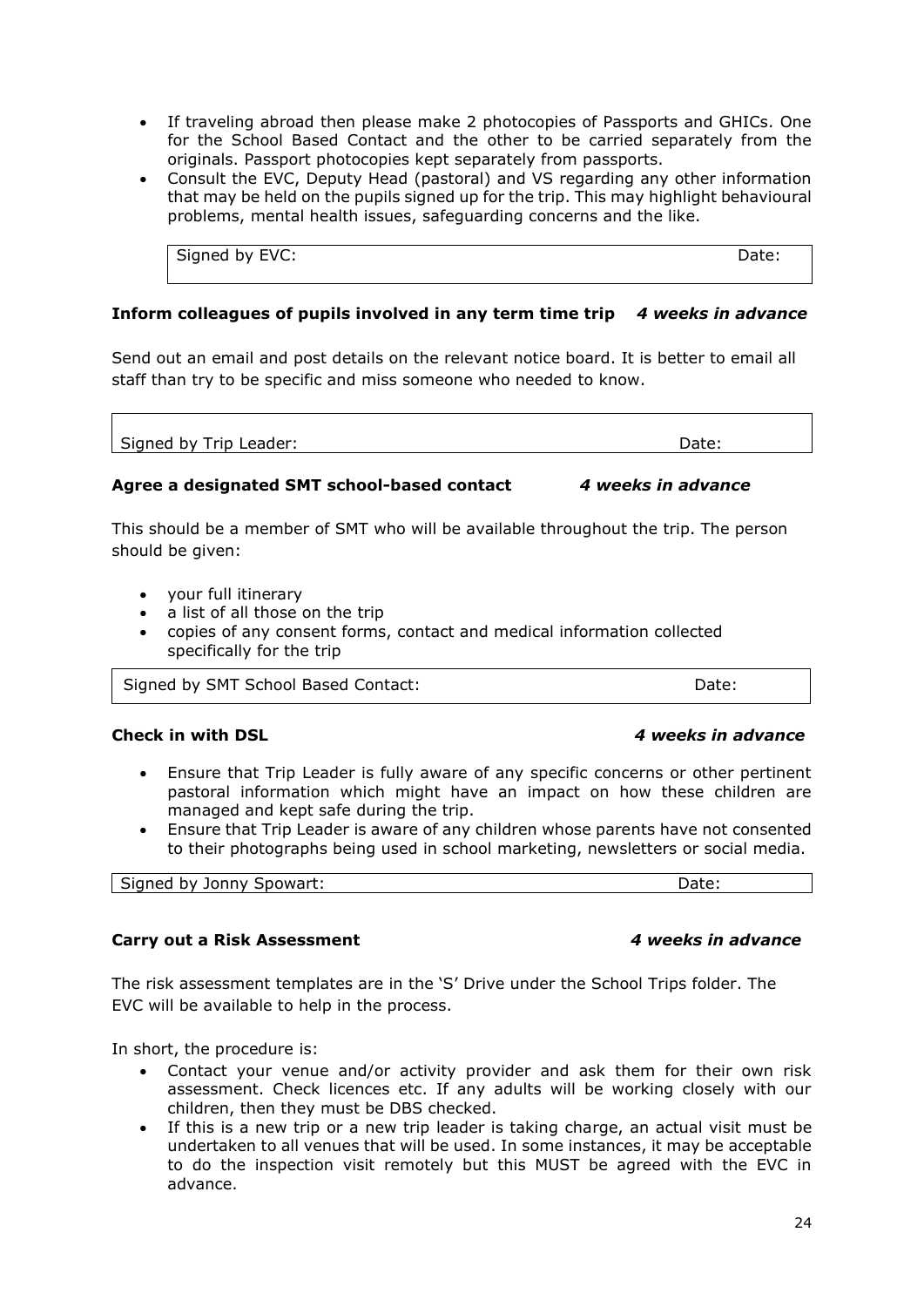- If traveling abroad then please make 2 photocopies of Passports and GHICs. One for the School Based Contact and the other to be carried separately from the originals. Passport photocopies kept separately from passports.
- Consult the EVC, Deputy Head (pastoral) and VS regarding any other information that may be held on the pupils signed up for the trip. This may highlight behavioural problems, mental health issues, safeguarding concerns and the like.

| Signed by EVC: | Date: |
|---|---|

**Inform colleagues of pupils involved in any term time trip** *4 weeks in advance*

Send out an email and post details on the relevant notice board. It is better to email all staff than try to be specific and miss someone who needed to know.

| Signed by Trip Leader: | Date: |
|---|---|

**Agree a designated SMT school-based contact** *4 weeks in advance*

This should be a member of SMT who will be available throughout the trip. The person should be given:

- your full itinerary
- a list of all those on the trip
- copies of any consent forms, contact and medical information collected specifically for the trip

| Signed by SMT School Based Contact: | Date: |
|---|---|

**Check in with DSL** *4 weeks in advance*

- Ensure that Trip Leader is fully aware of any specific concerns or other pertinent pastoral information which might have an impact on how these children are managed and kept safe during the trip.
- Ensure that Trip Leader is aware of any children whose parents have not consented to their photographs being used in school marketing, newsletters or social media.

| Signed by Jonny Spowart: | Date: |
|---|---|

**Carry out a Risk Assessment** *4 weeks in advance*

The risk assessment templates are in the 'S' Drive under the School Trips folder. The EVC will be available to help in the process.

In short, the procedure is:

- Contact your venue and/or activity provider and ask them for their own risk assessment. Check licences etc. If any adults will be working closely with our children, then they must be DBS checked.
- If this is a new trip or a new trip leader is taking charge, an actual visit must be undertaken to all venues that will be used. In some instances, it may be acceptable to do the inspection visit remotely but this MUST be agreed with the EVC in advance.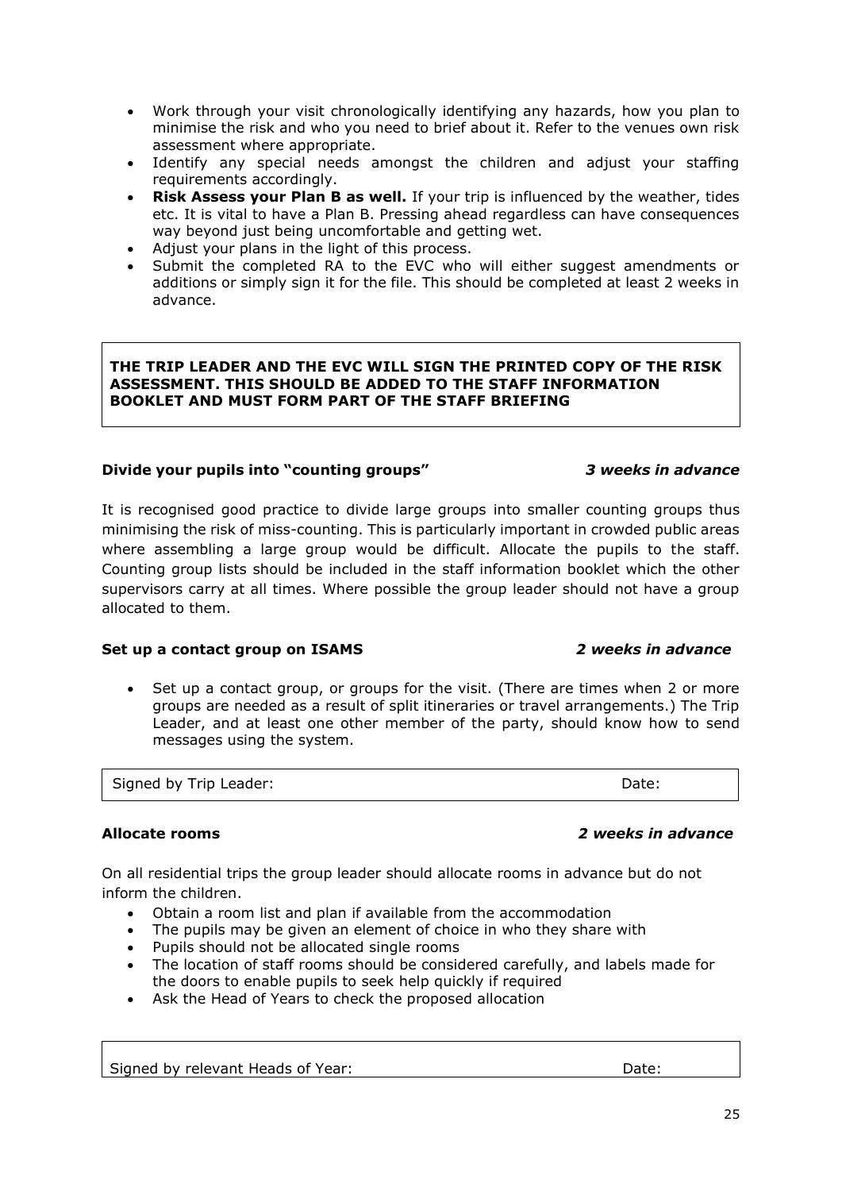- Work through your visit chronologically identifying any hazards, how you plan to minimise the risk and who you need to brief about it. Refer to the venues own risk assessment where appropriate.
- Identify any special needs amongst the children and adjust your staffing requirements accordingly.
- **Risk Assess your Plan B as well.** If your trip is influenced by the weather, tides etc. It is vital to have a Plan B. Pressing ahead regardless can have consequences way beyond just being uncomfortable and getting wet.
- Adjust your plans in the light of this process.
- Submit the completed RA to the EVC who will either suggest amendments or additions or simply sign it for the file. This should be completed at least 2 weeks in advance.

**THE TRIP LEADER AND THE EVC WILL SIGN THE PRINTED COPY OF THE RISK ASSESSMENT. THIS SHOULD BE ADDED TO THE STAFF INFORMATION BOOKLET AND MUST FORM PART OF THE STAFF BRIEFING**

**Divide your pupils into "counting groups"** ***3 weeks in advance***

It is recognised good practice to divide large groups into smaller counting groups thus minimising the risk of miss-counting. This is particularly important in crowded public areas where assembling a large group would be difficult. Allocate the pupils to the staff. Counting group lists should be included in the staff information booklet which the other supervisors carry at all times. Where possible the group leader should not have a group allocated to them.

**Set up a contact group on ISAMS** ***2 weeks in advance***

- Set up a contact group, or groups for the visit. (There are times when 2 or more groups are needed as a result of split itineraries or travel arrangements.) The Trip Leader, and at least one other member of the party, should know how to send messages using the system.

| Signed by Trip Leader: | Date: |
|---|---|

**Allocate rooms** ***2 weeks in advance***

On all residential trips the group leader should allocate rooms in advance but do not inform the children.

- Obtain a room list and plan if available from the accommodation
- The pupils may be given an element of choice in who they share with
- Pupils should not be allocated single rooms
- The location of staff rooms should be considered carefully, and labels made for the doors to enable pupils to seek help quickly if required
- Ask the Head of Years to check the proposed allocation

| Signed by relevant Heads of Year: | Date: |
|---|---|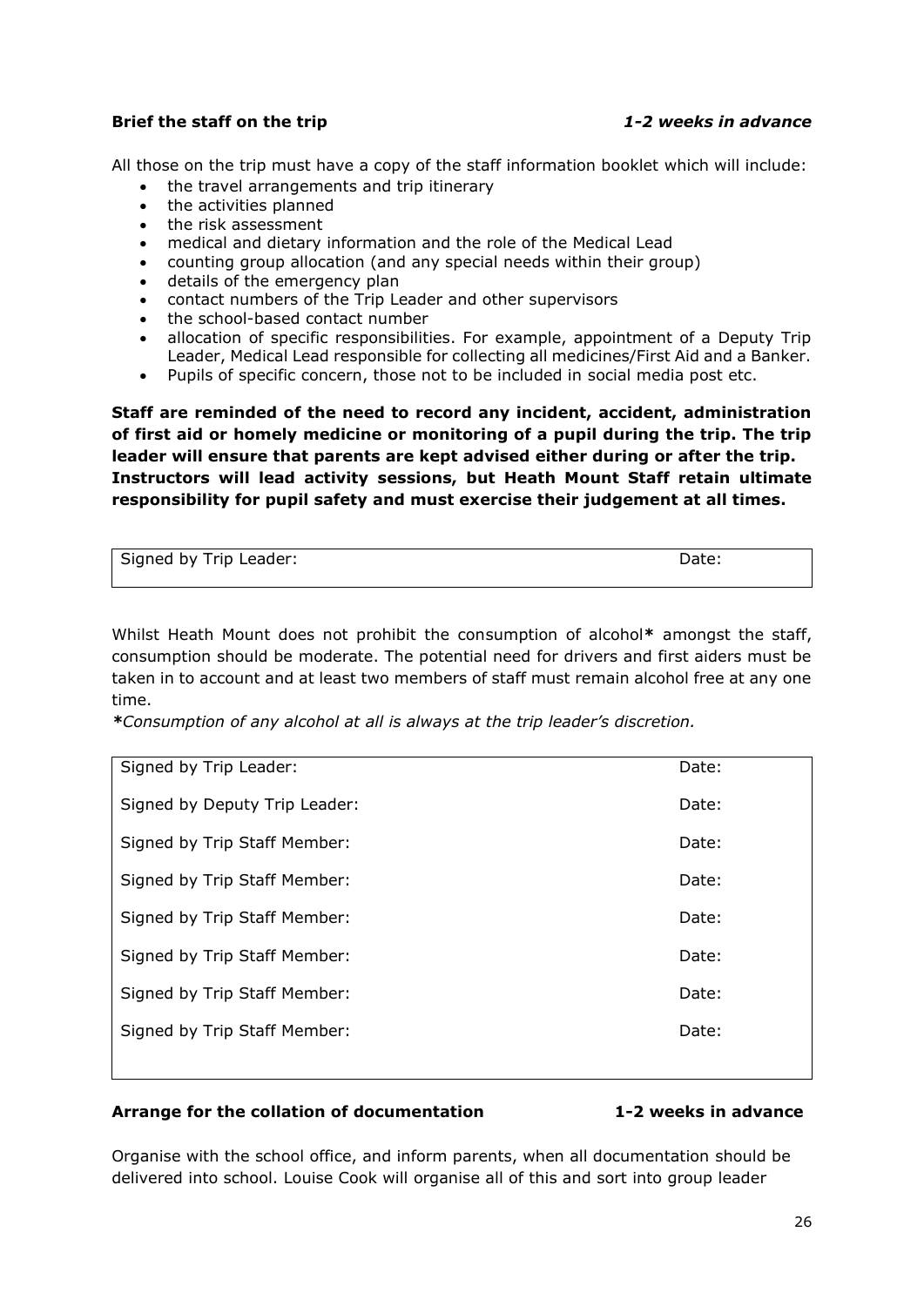**Brief the staff on the trip** *1-2 weeks in advance*

All those on the trip must have a copy of the staff information booklet which will include:

- the travel arrangements and trip itinerary
- the activities planned
- the risk assessment
- medical and dietary information and the role of the Medical Lead
- counting group allocation (and any special needs within their group)
- details of the emergency plan
- contact numbers of the Trip Leader and other supervisors
- the school-based contact number
- allocation of specific responsibilities. For example, appointment of a Deputy Trip Leader, Medical Lead responsible for collecting all medicines/First Aid and a Banker.
- Pupils of specific concern, those not to be included in social media post etc.

**Staff are reminded of the need to record any incident, accident, administration of first aid or homely medicine or monitoring of a pupil during the trip. The trip leader will ensure that parents are kept advised either during or after the trip. Instructors will lead activity sessions, but Heath Mount Staff retain ultimate responsibility for pupil safety and must exercise their judgement at all times.**

| Signed by Trip Leader: | Date: |
|---|---|

Whilst Heath Mount does not prohibit the consumption of alcohol**\*** amongst the staff, consumption should be moderate. The potential need for drivers and first aiders must be taken in to account and at least two members of staff must remain alcohol free at any one time.

***\****Consumption of any alcohol at all is always at the trip leader's discretion.*

| Signed by Trip Leader: | Date: |
|---|---|
| Signed by Deputy Trip Leader: | Date: |
| Signed by Trip Staff Member: | Date: |
| Signed by Trip Staff Member: | Date: |
| Signed by Trip Staff Member: | Date: |
| Signed by Trip Staff Member: | Date: |
| Signed by Trip Staff Member: | Date: |
| Signed by Trip Staff Member: | Date: |

**Arrange for the collation of documentation** **1-2 weeks in advance**

Organise with the school office, and inform parents, when all documentation should be delivered into school. Louise Cook will organise all of this and sort into group leader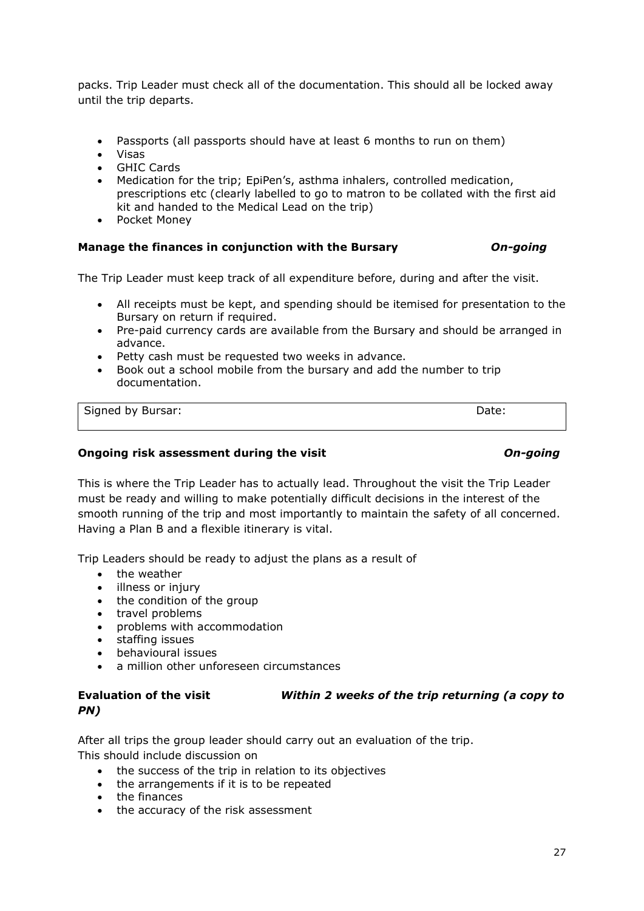packs. Trip Leader must check all of the documentation. This should all be locked away until the trip departs.

- Passports (all passports should have at least 6 months to run on them)
- Visas
- GHIC Cards
- Medication for the trip; EpiPen's, asthma inhalers, controlled medication, prescriptions etc (clearly labelled to go to matron to be collated with the first aid kit and handed to the Medical Lead on the trip)
- Pocket Money

**Manage the finances in conjunction with the Bursary** ***On-going***

The Trip Leader must keep track of all expenditure before, during and after the visit.

- All receipts must be kept, and spending should be itemised for presentation to the Bursary on return if required.
- Pre-paid currency cards are available from the Bursary and should be arranged in advance.
- Petty cash must be requested two weeks in advance.
- Book out a school mobile from the bursary and add the number to trip documentation.

| Signed by Bursar: | Date: |
|---|---|

**Ongoing risk assessment during the visit** ***On-going***

This is where the Trip Leader has to actually lead. Throughout the visit the Trip Leader must be ready and willing to make potentially difficult decisions in the interest of the smooth running of the trip and most importantly to maintain the safety of all concerned. Having a Plan B and a flexible itinerary is vital.

Trip Leaders should be ready to adjust the plans as a result of

- the weather
- illness or injury
- the condition of the group
- travel problems
- problems with accommodation
- staffing issues
- behavioural issues
- a million other unforeseen circumstances

**Evaluation of the visit** ***Within 2 weeks of the trip returning (a copy to PN)***

After all trips the group leader should carry out an evaluation of the trip.
This should include discussion on

- the success of the trip in relation to its objectives
- the arrangements if it is to be repeated
- the finances
- the accuracy of the risk assessment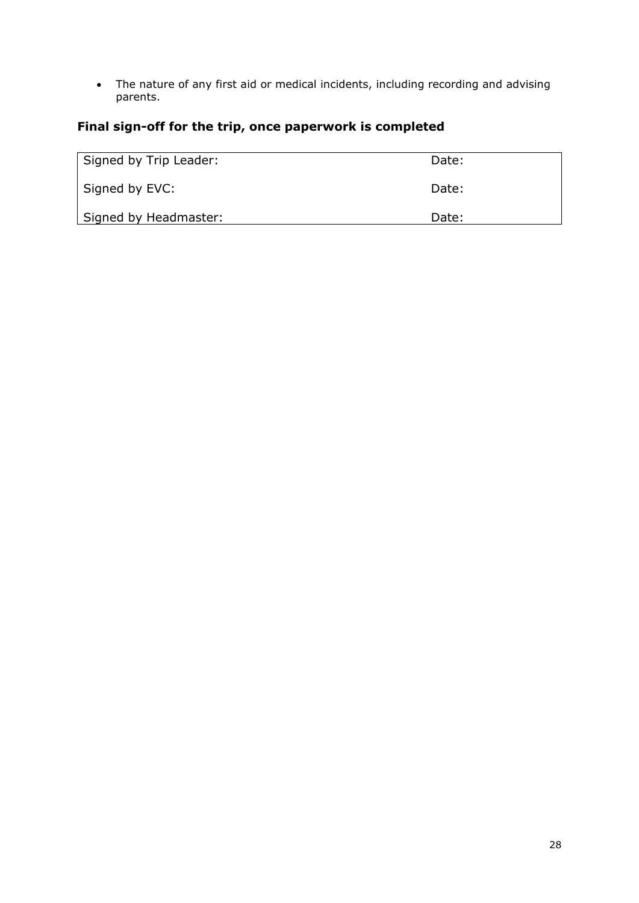- The nature of any first aid or medical incidents, including recording and advising parents.

**Final sign-off for the trip, once paperwork is completed**

| | |
|---|---|
| Signed by Trip Leader: | Date: |
| Signed by EVC: | Date: |
| Signed by Headmaster: | Date: |